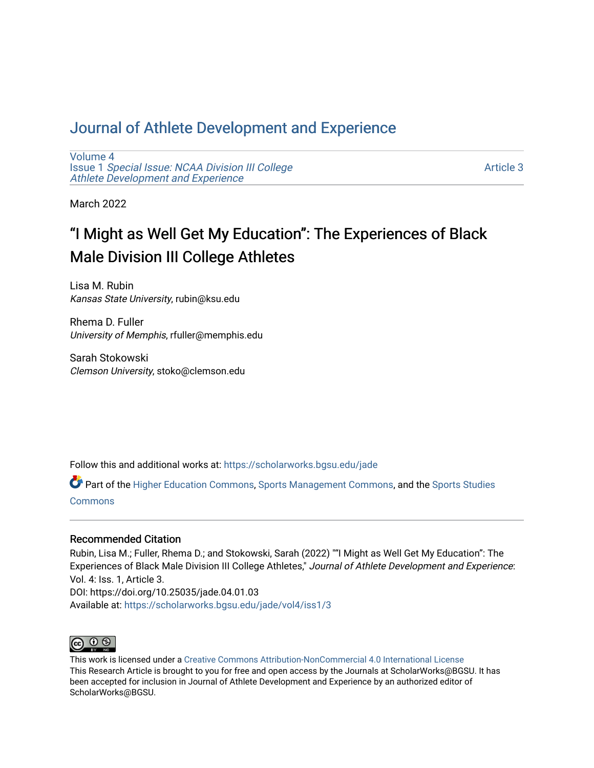# Journal of Athlete Development and Experience

Volume 4
Issue 1 *Special Issue: NCAA Division III College Athlete Development and Experience*

Article 3

March 2022

## "I Might as Well Get My Education": The Experiences of Black Male Division III College Athletes

Lisa M. Rubin
*Kansas State University*, rubin@ksu.edu

Rhema D. Fuller
*University of Memphis*, rfuller@memphis.edu

Sarah Stokowski
*Clemson University*, stoko@clemson.edu

Follow this and additional works at: https://scholarworks.bgsu.edu/jade

Part of the Higher Education Commons, Sports Management Commons, and the Sports Studies Commons

### Recommended Citation

Rubin, Lisa M.; Fuller, Rhema D.; and Stokowski, Sarah (2022) ""I Might as Well Get My Education": The Experiences of Black Male Division III College Athletes," *Journal of Athlete Development and Experience*: Vol. 4: Iss. 1, Article 3.
DOI: https://doi.org/10.25035/jade.04.01.03
Available at: https://scholarworks.bgsu.edu/jade/vol4/iss1/3

This work is licensed under a Creative Commons Attribution-NonCommercial 4.0 International License
This Research Article is brought to you for free and open access by the Journals at ScholarWorks@BGSU. It has been accepted for inclusion in Journal of Athlete Development and Experience by an authorized editor of ScholarWorks@BGSU.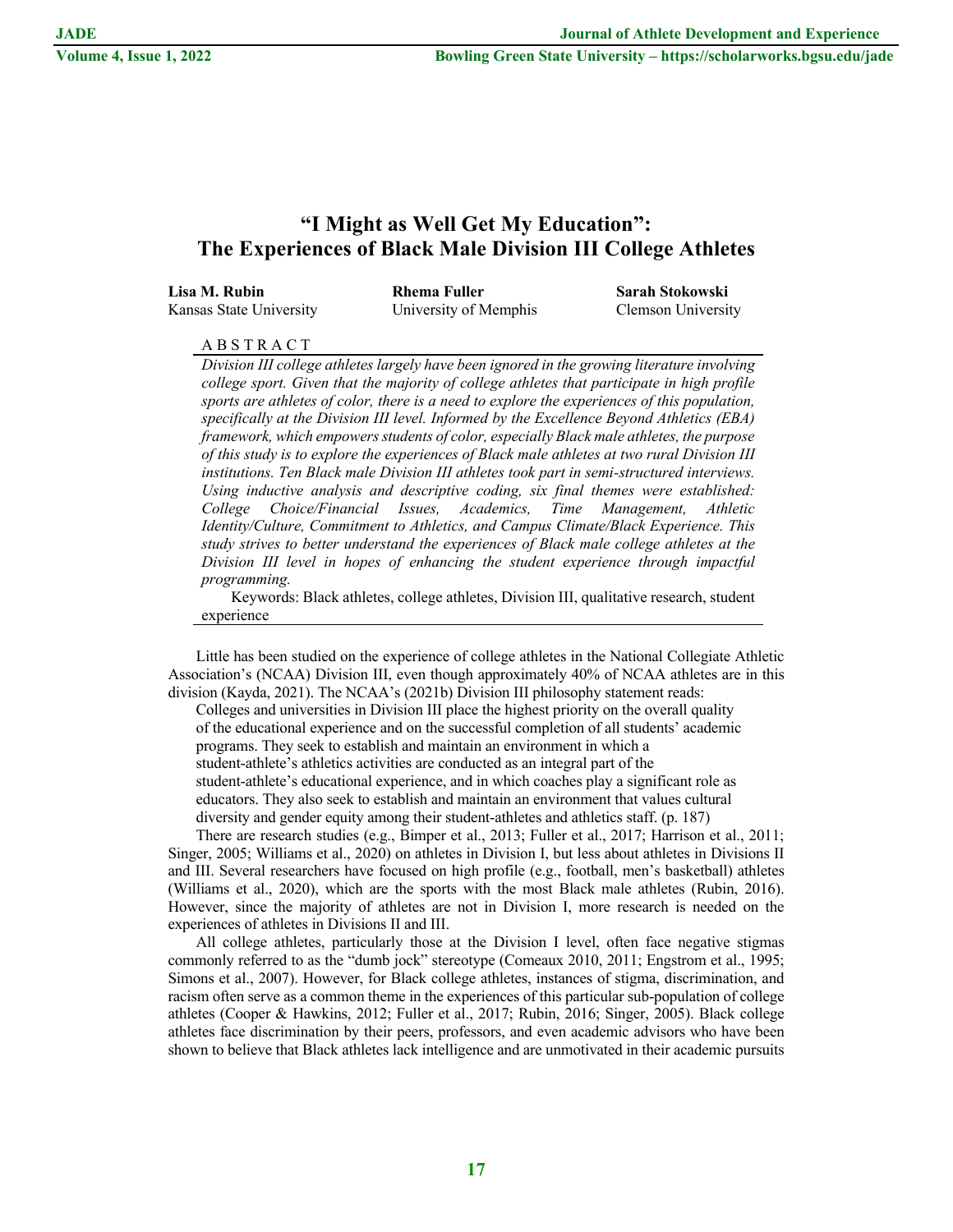# "I Might as Well Get My Education": The Experiences of Black Male Division III College Athletes

**Lisa M. Rubin**
Kansas State University

**Rhema Fuller**
University of Memphis

**Sarah Stokowski**
Clemson University

A B S T R A C T

*Division III college athletes largely have been ignored in the growing literature involving college sport. Given that the majority of college athletes that participate in high profile sports are athletes of color, there is a need to explore the experiences of this population, specifically at the Division III level. Informed by the Excellence Beyond Athletics (EBA) framework, which empowers students of color, especially Black male athletes, the purpose of this study is to explore the experiences of Black male athletes at two rural Division III institutions. Ten Black male Division III athletes took part in semi-structured interviews. Using inductive analysis and descriptive coding, six final themes were established: College Choice/Financial Issues, Academics, Time Management, Athletic Identity/Culture, Commitment to Athletics, and Campus Climate/Black Experience. This study strives to better understand the experiences of Black male college athletes at the Division III level in hopes of enhancing the student experience through impactful programming.*

Keywords: Black athletes, college athletes, Division III, qualitative research, student experience

Little has been studied on the experience of college athletes in the National Collegiate Athletic Association's (NCAA) Division III, even though approximately 40% of NCAA athletes are in this division (Kayda, 2021). The NCAA's (2021b) Division III philosophy statement reads:

> Colleges and universities in Division III place the highest priority on the overall quality of the educational experience and on the successful completion of all students' academic programs. They seek to establish and maintain an environment in which a student-athlete's athletics activities are conducted as an integral part of the student-athlete's educational experience, and in which coaches play a significant role as educators. They also seek to establish and maintain an environment that values cultural diversity and gender equity among their student-athletes and athletics staff. (p. 187)

There are research studies (e.g., Bimper et al., 2013; Fuller et al., 2017; Harrison et al., 2011; Singer, 2005; Williams et al., 2020) on athletes in Division I, but less about athletes in Divisions II and III. Several researchers have focused on high profile (e.g., football, men's basketball) athletes (Williams et al., 2020), which are the sports with the most Black male athletes (Rubin, 2016). However, since the majority of athletes are not in Division I, more research is needed on the experiences of athletes in Divisions II and III.

All college athletes, particularly those at the Division I level, often face negative stigmas commonly referred to as the "dumb jock" stereotype (Comeaux 2010, 2011; Engstrom et al., 1995; Simons et al., 2007). However, for Black college athletes, instances of stigma, discrimination, and racism often serve as a common theme in the experiences of this particular sub-population of college athletes (Cooper & Hawkins, 2012; Fuller et al., 2017; Rubin, 2016; Singer, 2005). Black college athletes face discrimination by their peers, professors, and even academic advisors who have been shown to believe that Black athletes lack intelligence and are unmotivated in their academic pursuits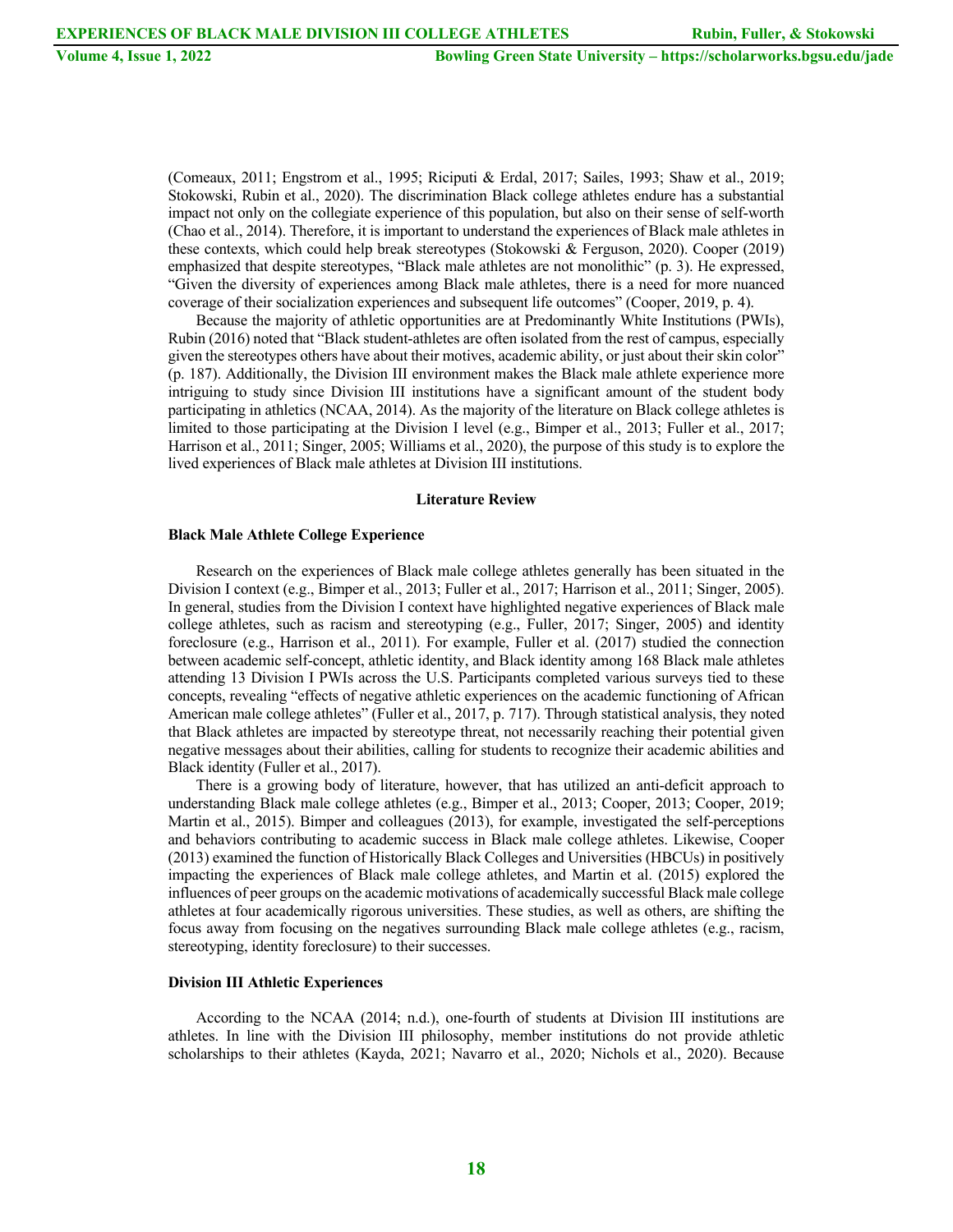(Comeaux, 2011; Engstrom et al., 1995; Riciputi & Erdal, 2017; Sailes, 1993; Shaw et al., 2019; Stokowski, Rubin et al., 2020). The discrimination Black college athletes endure has a substantial impact not only on the collegiate experience of this population, but also on their sense of self-worth (Chao et al., 2014). Therefore, it is important to understand the experiences of Black male athletes in these contexts, which could help break stereotypes (Stokowski & Ferguson, 2020). Cooper (2019) emphasized that despite stereotypes, "Black male athletes are not monolithic" (p. 3). He expressed, "Given the diversity of experiences among Black male athletes, there is a need for more nuanced coverage of their socialization experiences and subsequent life outcomes" (Cooper, 2019, p. 4).

Because the majority of athletic opportunities are at Predominantly White Institutions (PWIs), Rubin (2016) noted that "Black student-athletes are often isolated from the rest of campus, especially given the stereotypes others have about their motives, academic ability, or just about their skin color" (p. 187). Additionally, the Division III environment makes the Black male athlete experience more intriguing to study since Division III institutions have a significant amount of the student body participating in athletics (NCAA, 2014). As the majority of the literature on Black college athletes is limited to those participating at the Division I level (e.g., Bimper et al., 2013; Fuller et al., 2017; Harrison et al., 2011; Singer, 2005; Williams et al., 2020), the purpose of this study is to explore the lived experiences of Black male athletes at Division III institutions.

## Literature Review

### Black Male Athlete College Experience

Research on the experiences of Black male college athletes generally has been situated in the Division I context (e.g., Bimper et al., 2013; Fuller et al., 2017; Harrison et al., 2011; Singer, 2005). In general, studies from the Division I context have highlighted negative experiences of Black male college athletes, such as racism and stereotyping (e.g., Fuller, 2017; Singer, 2005) and identity foreclosure (e.g., Harrison et al., 2011). For example, Fuller et al. (2017) studied the connection between academic self-concept, athletic identity, and Black identity among 168 Black male athletes attending 13 Division I PWIs across the U.S. Participants completed various surveys tied to these concepts, revealing "effects of negative athletic experiences on the academic functioning of African American male college athletes" (Fuller et al., 2017, p. 717). Through statistical analysis, they noted that Black athletes are impacted by stereotype threat, not necessarily reaching their potential given negative messages about their abilities, calling for students to recognize their academic abilities and Black identity (Fuller et al., 2017).

There is a growing body of literature, however, that has utilized an anti-deficit approach to understanding Black male college athletes (e.g., Bimper et al., 2013; Cooper, 2013; Cooper, 2019; Martin et al., 2015). Bimper and colleagues (2013), for example, investigated the self-perceptions and behaviors contributing to academic success in Black male college athletes. Likewise, Cooper (2013) examined the function of Historically Black Colleges and Universities (HBCUs) in positively impacting the experiences of Black male college athletes, and Martin et al. (2015) explored the influences of peer groups on the academic motivations of academically successful Black male college athletes at four academically rigorous universities. These studies, as well as others, are shifting the focus away from focusing on the negatives surrounding Black male college athletes (e.g., racism, stereotyping, identity foreclosure) to their successes.

### Division III Athletic Experiences

According to the NCAA (2014; n.d.), one-fourth of students at Division III institutions are athletes. In line with the Division III philosophy, member institutions do not provide athletic scholarships to their athletes (Kayda, 2021; Navarro et al., 2020; Nichols et al., 2020). Because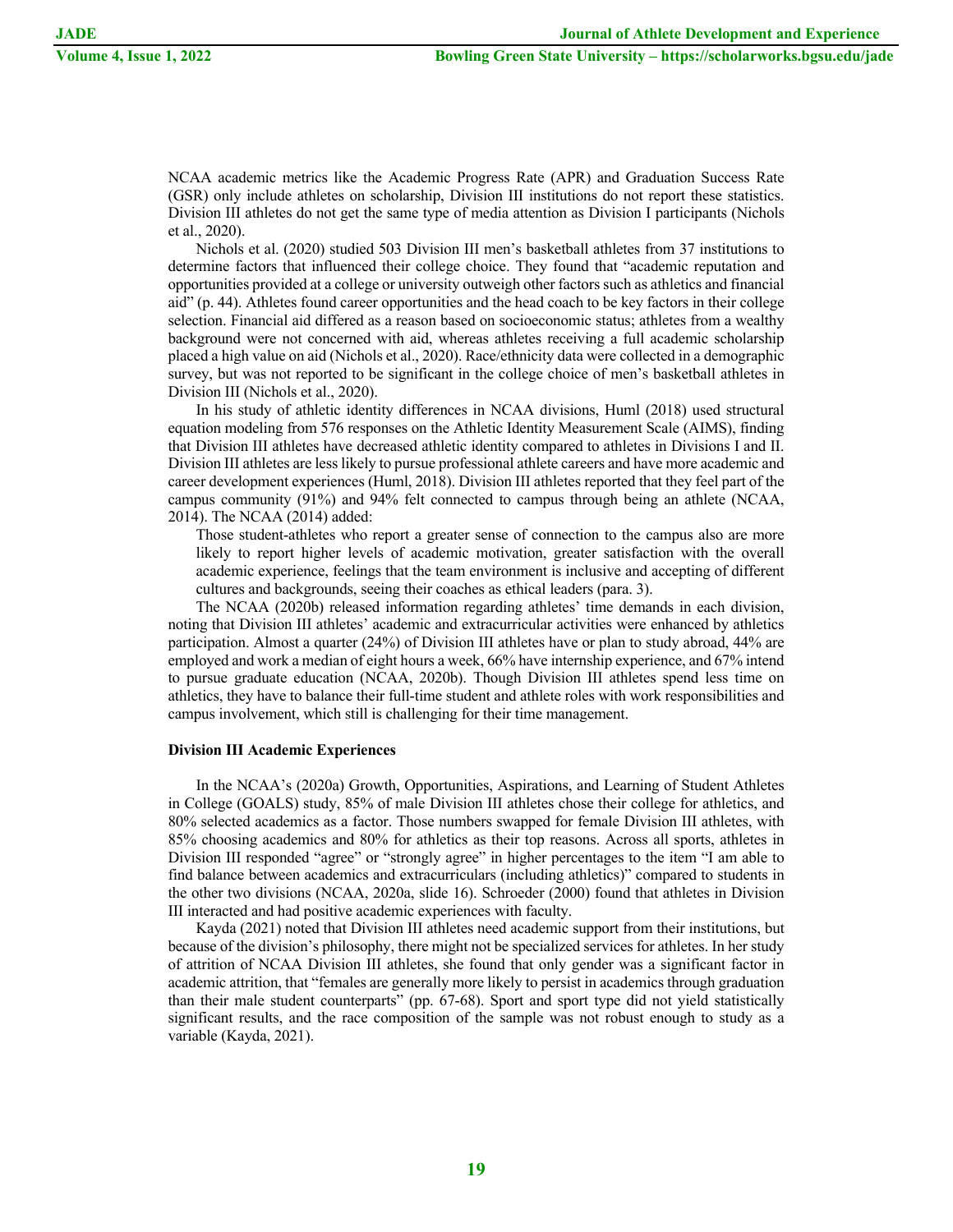NCAA academic metrics like the Academic Progress Rate (APR) and Graduation Success Rate (GSR) only include athletes on scholarship, Division III institutions do not report these statistics. Division III athletes do not get the same type of media attention as Division I participants (Nichols et al., 2020).

Nichols et al. (2020) studied 503 Division III men's basketball athletes from 37 institutions to determine factors that influenced their college choice. They found that "academic reputation and opportunities provided at a college or university outweigh other factors such as athletics and financial aid" (p. 44). Athletes found career opportunities and the head coach to be key factors in their college selection. Financial aid differed as a reason based on socioeconomic status; athletes from a wealthy background were not concerned with aid, whereas athletes receiving a full academic scholarship placed a high value on aid (Nichols et al., 2020). Race/ethnicity data were collected in a demographic survey, but was not reported to be significant in the college choice of men's basketball athletes in Division III (Nichols et al., 2020).

In his study of athletic identity differences in NCAA divisions, Huml (2018) used structural equation modeling from 576 responses on the Athletic Identity Measurement Scale (AIMS), finding that Division III athletes have decreased athletic identity compared to athletes in Divisions I and II. Division III athletes are less likely to pursue professional athlete careers and have more academic and career development experiences (Huml, 2018). Division III athletes reported that they feel part of the campus community (91%) and 94% felt connected to campus through being an athlete (NCAA, 2014). The NCAA (2014) added:

> Those student-athletes who report a greater sense of connection to the campus also are more likely to report higher levels of academic motivation, greater satisfaction with the overall academic experience, feelings that the team environment is inclusive and accepting of different cultures and backgrounds, seeing their coaches as ethical leaders (para. 3).

The NCAA (2020b) released information regarding athletes' time demands in each division, noting that Division III athletes' academic and extracurricular activities were enhanced by athletics participation. Almost a quarter (24%) of Division III athletes have or plan to study abroad, 44% are employed and work a median of eight hours a week, 66% have internship experience, and 67% intend to pursue graduate education (NCAA, 2020b). Though Division III athletes spend less time on athletics, they have to balance their full-time student and athlete roles with work responsibilities and campus involvement, which still is challenging for their time management.

### Division III Academic Experiences

In the NCAA's (2020a) Growth, Opportunities, Aspirations, and Learning of Student Athletes in College (GOALS) study, 85% of male Division III athletes chose their college for athletics, and 80% selected academics as a factor. Those numbers swapped for female Division III athletes, with 85% choosing academics and 80% for athletics as their top reasons. Across all sports, athletes in Division III responded "agree" or "strongly agree" in higher percentages to the item "I am able to find balance between academics and extracurriculars (including athletics)" compared to students in the other two divisions (NCAA, 2020a, slide 16). Schroeder (2000) found that athletes in Division III interacted and had positive academic experiences with faculty.

Kayda (2021) noted that Division III athletes need academic support from their institutions, but because of the division's philosophy, there might not be specialized services for athletes. In her study of attrition of NCAA Division III athletes, she found that only gender was a significant factor in academic attrition, that "females are generally more likely to persist in academics through graduation than their male student counterparts" (pp. 67-68). Sport and sport type did not yield statistically significant results, and the race composition of the sample was not robust enough to study as a variable (Kayda, 2021).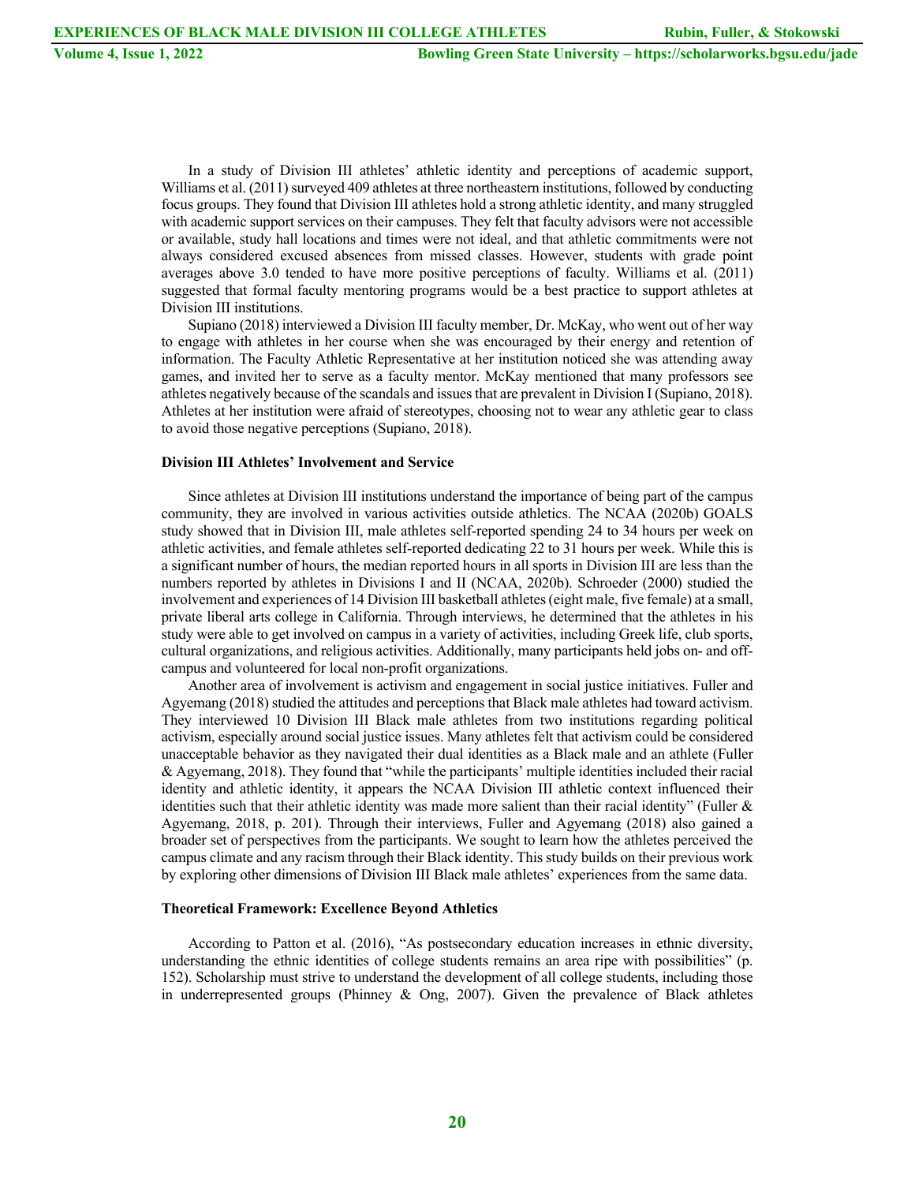In a study of Division III athletes' athletic identity and perceptions of academic support, Williams et al. (2011) surveyed 409 athletes at three northeastern institutions, followed by conducting focus groups. They found that Division III athletes hold a strong athletic identity, and many struggled with academic support services on their campuses. They felt that faculty advisors were not accessible or available, study hall locations and times were not ideal, and that athletic commitments were not always considered excused absences from missed classes. However, students with grade point averages above 3.0 tended to have more positive perceptions of faculty. Williams et al. (2011) suggested that formal faculty mentoring programs would be a best practice to support athletes at Division III institutions.

Supiano (2018) interviewed a Division III faculty member, Dr. McKay, who went out of her way to engage with athletes in her course when she was encouraged by their energy and retention of information. The Faculty Athletic Representative at her institution noticed she was attending away games, and invited her to serve as a faculty mentor. McKay mentioned that many professors see athletes negatively because of the scandals and issues that are prevalent in Division I (Supiano, 2018). Athletes at her institution were afraid of stereotypes, choosing not to wear any athletic gear to class to avoid those negative perceptions (Supiano, 2018).

### Division III Athletes' Involvement and Service

Since athletes at Division III institutions understand the importance of being part of the campus community, they are involved in various activities outside athletics. The NCAA (2020b) GOALS study showed that in Division III, male athletes self-reported spending 24 to 34 hours per week on athletic activities, and female athletes self-reported dedicating 22 to 31 hours per week. While this is a significant number of hours, the median reported hours in all sports in Division III are less than the numbers reported by athletes in Divisions I and II (NCAA, 2020b). Schroeder (2000) studied the involvement and experiences of 14 Division III basketball athletes (eight male, five female) at a small, private liberal arts college in California. Through interviews, he determined that the athletes in his study were able to get involved on campus in a variety of activities, including Greek life, club sports, cultural organizations, and religious activities. Additionally, many participants held jobs on- and off-campus and volunteered for local non-profit organizations.

Another area of involvement is activism and engagement in social justice initiatives. Fuller and Agyemang (2018) studied the attitudes and perceptions that Black male athletes had toward activism. They interviewed 10 Division III Black male athletes from two institutions regarding political activism, especially around social justice issues. Many athletes felt that activism could be considered unacceptable behavior as they navigated their dual identities as a Black male and an athlete (Fuller & Agyemang, 2018). They found that "while the participants' multiple identities included their racial identity and athletic identity, it appears the NCAA Division III athletic context influenced their identities such that their athletic identity was made more salient than their racial identity" (Fuller & Agyemang, 2018, p. 201). Through their interviews, Fuller and Agyemang (2018) also gained a broader set of perspectives from the participants. We sought to learn how the athletes perceived the campus climate and any racism through their Black identity. This study builds on their previous work by exploring other dimensions of Division III Black male athletes' experiences from the same data.

### Theoretical Framework: Excellence Beyond Athletics

According to Patton et al. (2016), "As postsecondary education increases in ethnic diversity, understanding the ethnic identities of college students remains an area ripe with possibilities" (p. 152). Scholarship must strive to understand the development of all college students, including those in underrepresented groups (Phinney & Ong, 2007). Given the prevalence of Black athletes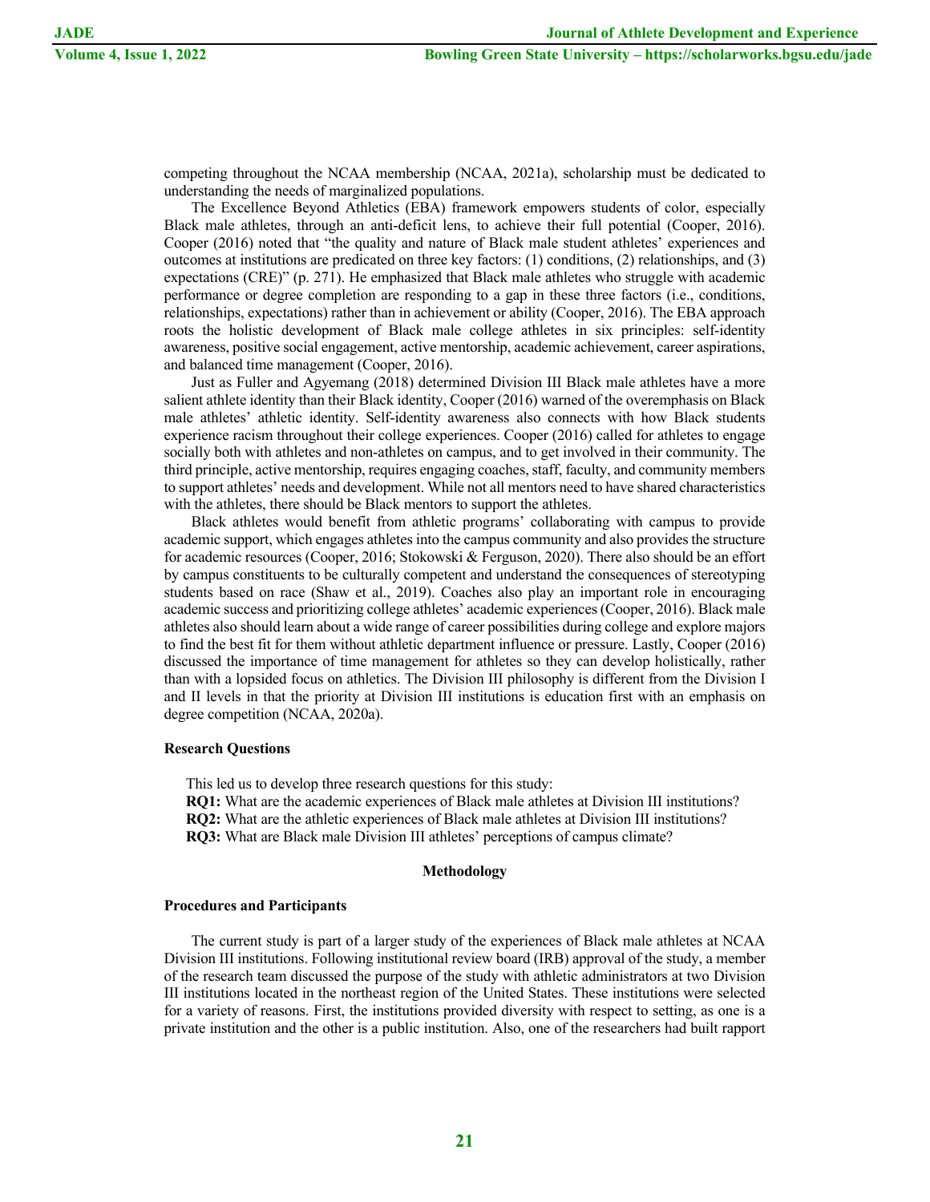competing throughout the NCAA membership (NCAA, 2021a), scholarship must be dedicated to understanding the needs of marginalized populations.

The Excellence Beyond Athletics (EBA) framework empowers students of color, especially Black male athletes, through an anti-deficit lens, to achieve their full potential (Cooper, 2016). Cooper (2016) noted that "the quality and nature of Black male student athletes' experiences and outcomes at institutions are predicated on three key factors: (1) conditions, (2) relationships, and (3) expectations (CRE)" (p. 271). He emphasized that Black male athletes who struggle with academic performance or degree completion are responding to a gap in these three factors (i.e., conditions, relationships, expectations) rather than in achievement or ability (Cooper, 2016). The EBA approach roots the holistic development of Black male college athletes in six principles: self-identity awareness, positive social engagement, active mentorship, academic achievement, career aspirations, and balanced time management (Cooper, 2016).

Just as Fuller and Agyemang (2018) determined Division III Black male athletes have a more salient athlete identity than their Black identity, Cooper (2016) warned of the overemphasis on Black male athletes' athletic identity. Self-identity awareness also connects with how Black students experience racism throughout their college experiences. Cooper (2016) called for athletes to engage socially both with athletes and non-athletes on campus, and to get involved in their community. The third principle, active mentorship, requires engaging coaches, staff, faculty, and community members to support athletes' needs and development. While not all mentors need to have shared characteristics with the athletes, there should be Black mentors to support the athletes.

Black athletes would benefit from athletic programs' collaborating with campus to provide academic support, which engages athletes into the campus community and also provides the structure for academic resources (Cooper, 2016; Stokowski & Ferguson, 2020). There also should be an effort by campus constituents to be culturally competent and understand the consequences of stereotyping students based on race (Shaw et al., 2019). Coaches also play an important role in encouraging academic success and prioritizing college athletes' academic experiences (Cooper, 2016). Black male athletes also should learn about a wide range of career possibilities during college and explore majors to find the best fit for them without athletic department influence or pressure. Lastly, Cooper (2016) discussed the importance of time management for athletes so they can develop holistically, rather than with a lopsided focus on athletics. The Division III philosophy is different from the Division I and II levels in that the priority at Division III institutions is education first with an emphasis on degree competition (NCAA, 2020a).

### Research Questions

This led us to develop three research questions for this study:

**RQ1:** What are the academic experiences of Black male athletes at Division III institutions?
**RQ2:** What are the athletic experiences of Black male athletes at Division III institutions?
**RQ3:** What are Black male Division III athletes' perceptions of campus climate?

## Methodology

### Procedures and Participants

The current study is part of a larger study of the experiences of Black male athletes at NCAA Division III institutions. Following institutional review board (IRB) approval of the study, a member of the research team discussed the purpose of the study with athletic administrators at two Division III institutions located in the northeast region of the United States. These institutions were selected for a variety of reasons. First, the institutions provided diversity with respect to setting, as one is a private institution and the other is a public institution. Also, one of the researchers had built rapport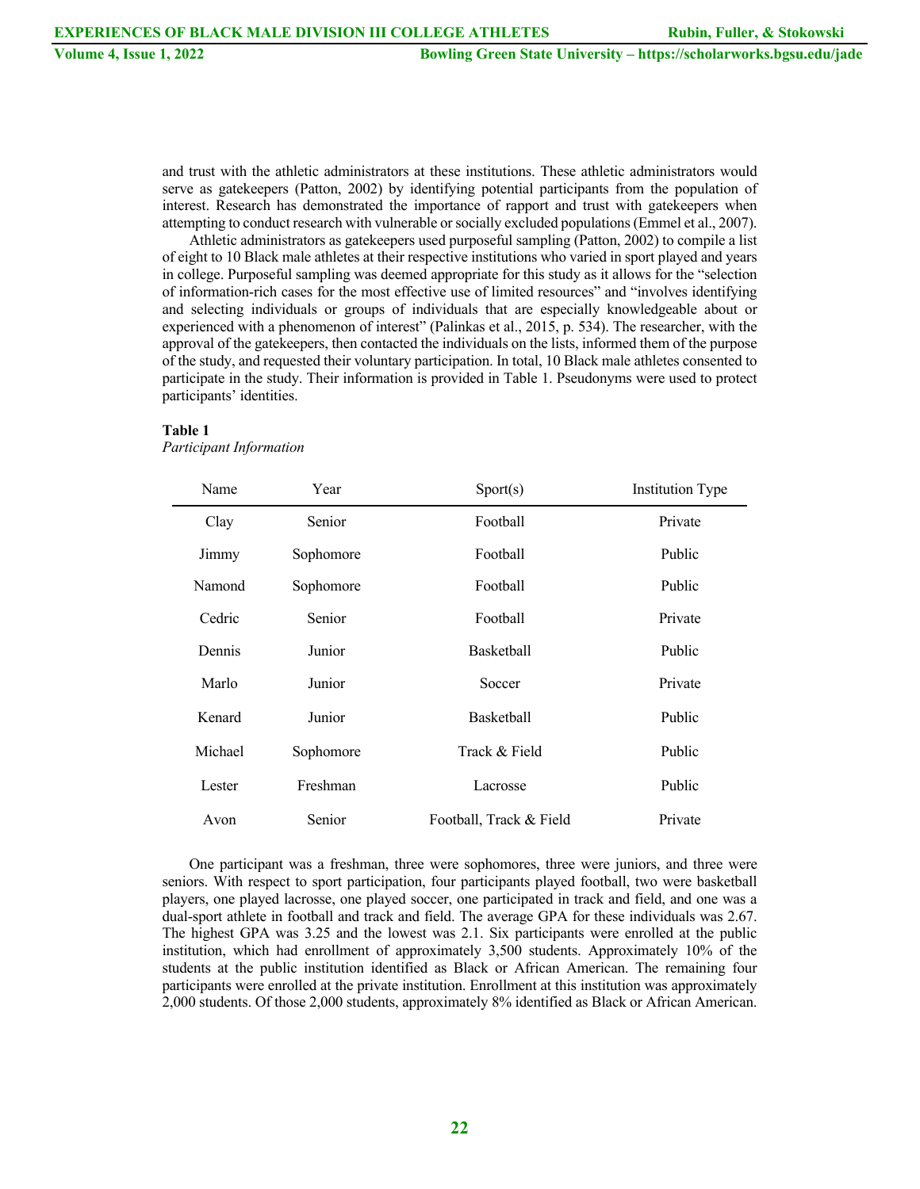and trust with the athletic administrators at these institutions. These athletic administrators would serve as gatekeepers (Patton, 2002) by identifying potential participants from the population of interest. Research has demonstrated the importance of rapport and trust with gatekeepers when attempting to conduct research with vulnerable or socially excluded populations (Emmel et al., 2007).

Athletic administrators as gatekeepers used purposeful sampling (Patton, 2002) to compile a list of eight to 10 Black male athletes at their respective institutions who varied in sport played and years in college. Purposeful sampling was deemed appropriate for this study as it allows for the "selection of information-rich cases for the most effective use of limited resources" and "involves identifying and selecting individuals or groups of individuals that are especially knowledgeable about or experienced with a phenomenon of interest" (Palinkas et al., 2015, p. 534). The researcher, with the approval of the gatekeepers, then contacted the individuals on the lists, informed them of the purpose of the study, and requested their voluntary participation. In total, 10 Black male athletes consented to participate in the study. Their information is provided in Table 1. Pseudonyms were used to protect participants' identities.

**Table 1**
*Participant Information*

| Name | Year | Sport(s) | Institution Type |
|---|---|---|---|
| Clay | Senior | Football | Private |
| Jimmy | Sophomore | Football | Public |
| Namond | Sophomore | Football | Public |
| Cedric | Senior | Football | Private |
| Dennis | Junior | Basketball | Public |
| Marlo | Junior | Soccer | Private |
| Kenard | Junior | Basketball | Public |
| Michael | Sophomore | Track & Field | Public |
| Lester | Freshman | Lacrosse | Public |
| Avon | Senior | Football, Track & Field | Private |

One participant was a freshman, three were sophomores, three were juniors, and three were seniors. With respect to sport participation, four participants played football, two were basketball players, one played lacrosse, one played soccer, one participated in track and field, and one was a dual-sport athlete in football and track and field. The average GPA for these individuals was 2.67. The highest GPA was 3.25 and the lowest was 2.1. Six participants were enrolled at the public institution, which had enrollment of approximately 3,500 students. Approximately 10% of the students at the public institution identified as Black or African American. The remaining four participants were enrolled at the private institution. Enrollment at this institution was approximately 2,000 students. Of those 2,000 students, approximately 8% identified as Black or African American.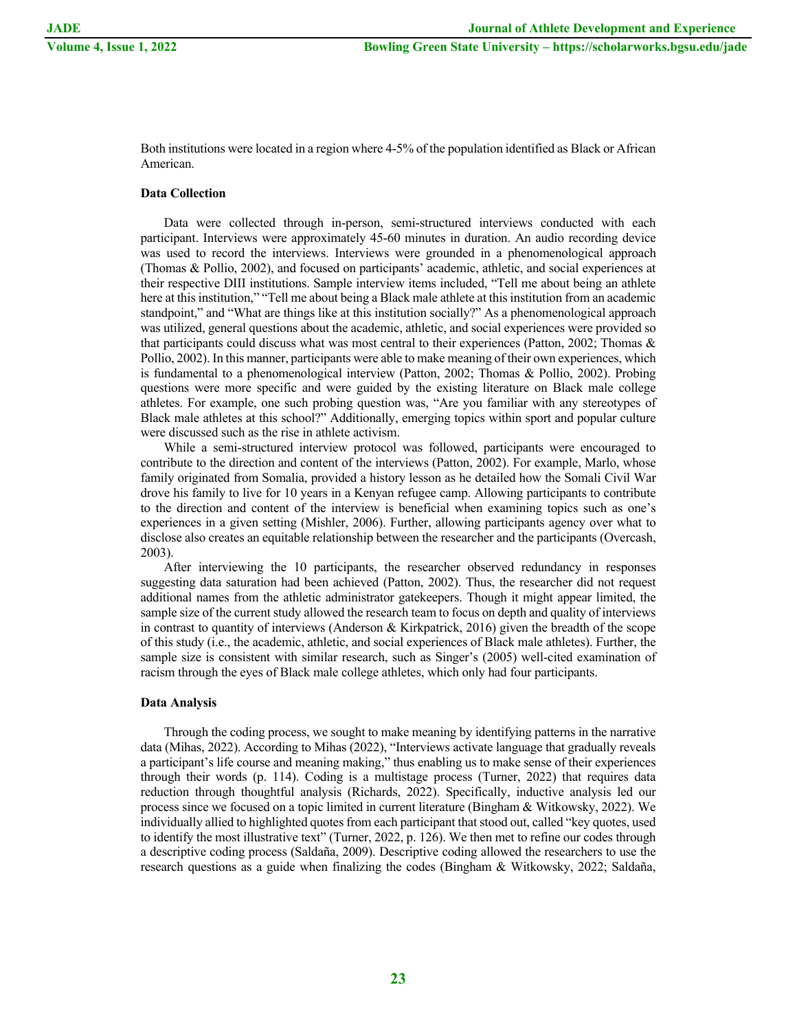Both institutions were located in a region where 4-5% of the population identified as Black or African American.

**Data Collection**

Data were collected through in-person, semi-structured interviews conducted with each participant. Interviews were approximately 45-60 minutes in duration. An audio recording device was used to record the interviews. Interviews were grounded in a phenomenological approach (Thomas & Pollio, 2002), and focused on participants' academic, athletic, and social experiences at their respective DIII institutions. Sample interview items included, "Tell me about being an athlete here at this institution," "Tell me about being a Black male athlete at this institution from an academic standpoint," and "What are things like at this institution socially?" As a phenomenological approach was utilized, general questions about the academic, athletic, and social experiences were provided so that participants could discuss what was most central to their experiences (Patton, 2002; Thomas & Pollio, 2002). In this manner, participants were able to make meaning of their own experiences, which is fundamental to a phenomenological interview (Patton, 2002; Thomas & Pollio, 2002). Probing questions were more specific and were guided by the existing literature on Black male college athletes. For example, one such probing question was, "Are you familiar with any stereotypes of Black male athletes at this school?" Additionally, emerging topics within sport and popular culture were discussed such as the rise in athlete activism.

While a semi-structured interview protocol was followed, participants were encouraged to contribute to the direction and content of the interviews (Patton, 2002). For example, Marlo, whose family originated from Somalia, provided a history lesson as he detailed how the Somali Civil War drove his family to live for 10 years in a Kenyan refugee camp. Allowing participants to contribute to the direction and content of the interview is beneficial when examining topics such as one's experiences in a given setting (Mishler, 2006). Further, allowing participants agency over what to disclose also creates an equitable relationship between the researcher and the participants (Overcash, 2003).

After interviewing the 10 participants, the researcher observed redundancy in responses suggesting data saturation had been achieved (Patton, 2002). Thus, the researcher did not request additional names from the athletic administrator gatekeepers. Though it might appear limited, the sample size of the current study allowed the research team to focus on depth and quality of interviews in contrast to quantity of interviews (Anderson & Kirkpatrick, 2016) given the breadth of the scope of this study (i.e., the academic, athletic, and social experiences of Black male athletes). Further, the sample size is consistent with similar research, such as Singer's (2005) well-cited examination of racism through the eyes of Black male college athletes, which only had four participants.

**Data Analysis**

Through the coding process, we sought to make meaning by identifying patterns in the narrative data (Mihas, 2022). According to Mihas (2022), "Interviews activate language that gradually reveals a participant's life course and meaning making," thus enabling us to make sense of their experiences through their words (p. 114). Coding is a multistage process (Turner, 2022) that requires data reduction through thoughtful analysis (Richards, 2022). Specifically, inductive analysis led our process since we focused on a topic limited in current literature (Bingham & Witkowsky, 2022). We individually allied to highlighted quotes from each participant that stood out, called "key quotes, used to identify the most illustrative text" (Turner, 2022, p. 126). We then met to refine our codes through a descriptive coding process (Saldaña, 2009). Descriptive coding allowed the researchers to use the research questions as a guide when finalizing the codes (Bingham & Witkowsky, 2022; Saldaña,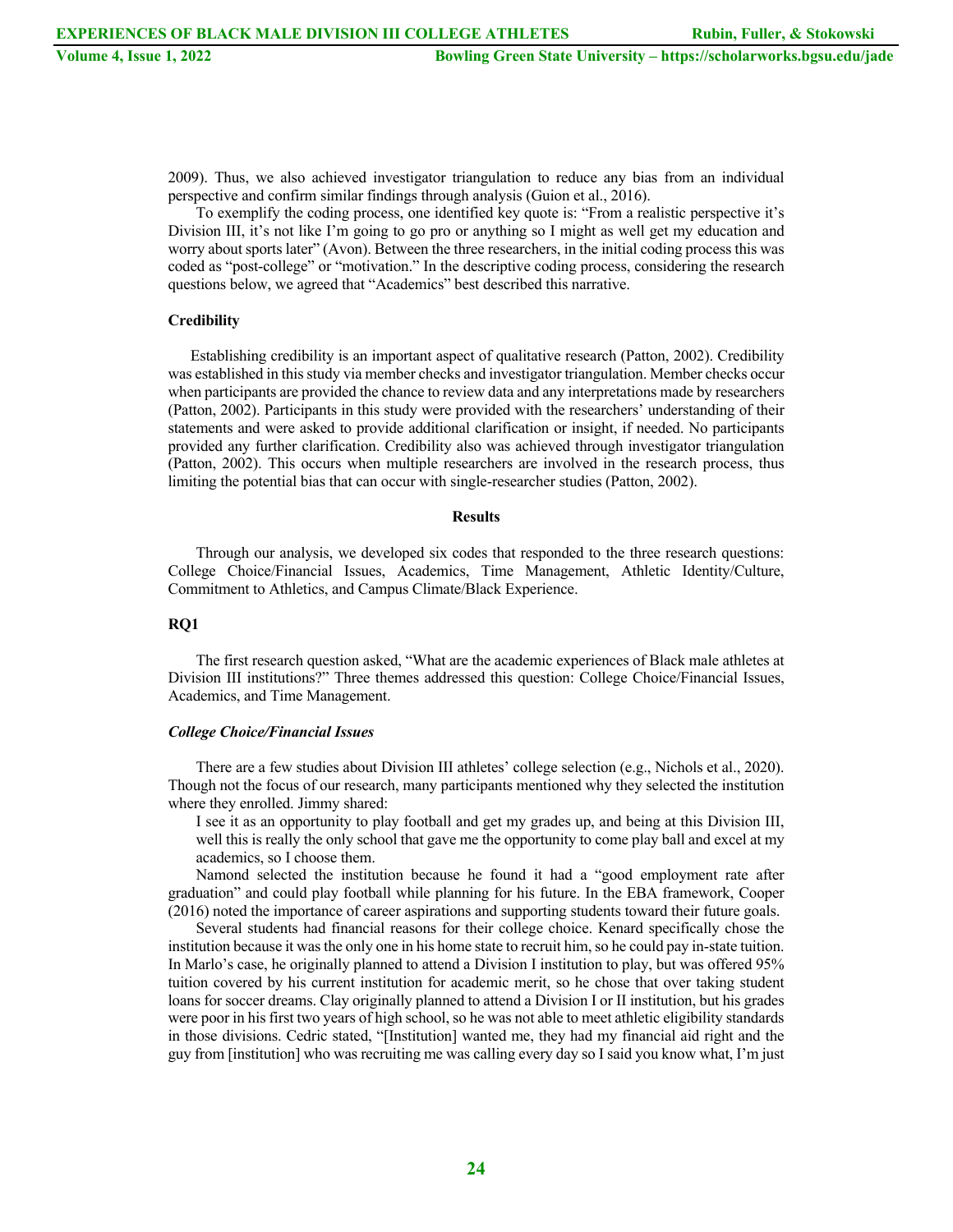2009). Thus, we also achieved investigator triangulation to reduce any bias from an individual perspective and confirm similar findings through analysis (Guion et al., 2016).

To exemplify the coding process, one identified key quote is: "From a realistic perspective it's Division III, it's not like I'm going to go pro or anything so I might as well get my education and worry about sports later" (Avon). Between the three researchers, in the initial coding process this was coded as "post-college" or "motivation." In the descriptive coding process, considering the research questions below, we agreed that "Academics" best described this narrative.

### Credibility

Establishing credibility is an important aspect of qualitative research (Patton, 2002). Credibility was established in this study via member checks and investigator triangulation. Member checks occur when participants are provided the chance to review data and any interpretations made by researchers (Patton, 2002). Participants in this study were provided with the researchers' understanding of their statements and were asked to provide additional clarification or insight, if needed. No participants provided any further clarification. Credibility also was achieved through investigator triangulation (Patton, 2002). This occurs when multiple researchers are involved in the research process, thus limiting the potential bias that can occur with single-researcher studies (Patton, 2002).

## Results

Through our analysis, we developed six codes that responded to the three research questions: College Choice/Financial Issues, Academics, Time Management, Athletic Identity/Culture, Commitment to Athletics, and Campus Climate/Black Experience.

### RQ1

The first research question asked, "What are the academic experiences of Black male athletes at Division III institutions?" Three themes addressed this question: College Choice/Financial Issues, Academics, and Time Management.

#### *College Choice/Financial Issues*

There are a few studies about Division III athletes' college selection (e.g., Nichols et al., 2020). Though not the focus of our research, many participants mentioned why they selected the institution where they enrolled. Jimmy shared:

> I see it as an opportunity to play football and get my grades up, and being at this Division III, well this is really the only school that gave me the opportunity to come play ball and excel at my academics, so I choose them.

Namond selected the institution because he found it had a "good employment rate after graduation" and could play football while planning for his future. In the EBA framework, Cooper (2016) noted the importance of career aspirations and supporting students toward their future goals.

Several students had financial reasons for their college choice. Kenard specifically chose the institution because it was the only one in his home state to recruit him, so he could pay in-state tuition. In Marlo's case, he originally planned to attend a Division I institution to play, but was offered 95% tuition covered by his current institution for academic merit, so he chose that over taking student loans for soccer dreams. Clay originally planned to attend a Division I or II institution, but his grades were poor in his first two years of high school, so he was not able to meet athletic eligibility standards in those divisions. Cedric stated, "[Institution] wanted me, they had my financial aid right and the guy from [institution] who was recruiting me was calling every day so I said you know what, I'm just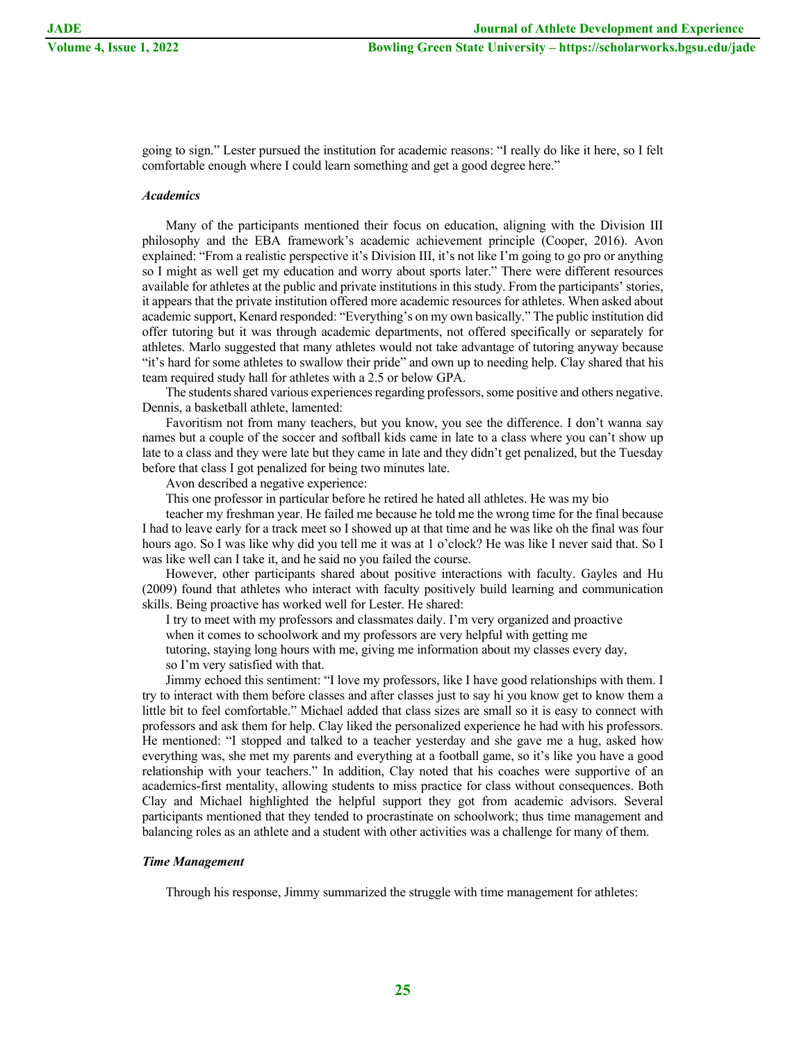going to sign." Lester pursued the institution for academic reasons: "I really do like it here, so I felt comfortable enough where I could learn something and get a good degree here."

### *Academics*

Many of the participants mentioned their focus on education, aligning with the Division III philosophy and the EBA framework's academic achievement principle (Cooper, 2016). Avon explained: "From a realistic perspective it's Division III, it's not like I'm going to go pro or anything so I might as well get my education and worry about sports later." There were different resources available for athletes at the public and private institutions in this study. From the participants' stories, it appears that the private institution offered more academic resources for athletes. When asked about academic support, Kenard responded: "Everything's on my own basically." The public institution did offer tutoring but it was through academic departments, not offered specifically or separately for athletes. Marlo suggested that many athletes would not take advantage of tutoring anyway because "it's hard for some athletes to swallow their pride" and own up to needing help. Clay shared that his team required study hall for athletes with a 2.5 or below GPA.

The students shared various experiences regarding professors, some positive and others negative. Dennis, a basketball athlete, lamented:

> Favoritism not from many teachers, but you know, you see the difference. I don't wanna say names but a couple of the soccer and softball kids came in late to a class where you can't show up late to a class and they were late but they came in late and they didn't get penalized, but the Tuesday before that class I got penalized for being two minutes late.

Avon described a negative experience:

> This one professor in particular before he retired he hated all athletes. He was my bio teacher my freshman year. He failed me because he told me the wrong time for the final because I had to leave early for a track meet so I showed up at that time and he was like oh the final was four hours ago. So I was like why did you tell me it was at 1 o'clock? He was like I never said that. So I was like well can I take it, and he said no you failed the course.

However, other participants shared about positive interactions with faculty. Gayles and Hu (2009) found that athletes who interact with faculty positively build learning and communication skills. Being proactive has worked well for Lester. He shared:

> I try to meet with my professors and classmates daily. I'm very organized and proactive when it comes to schoolwork and my professors are very helpful with getting me tutoring, staying long hours with me, giving me information about my classes every day, so I'm very satisfied with that.

Jimmy echoed this sentiment: "I love my professors, like I have good relationships with them. I try to interact with them before classes and after classes just to say hi you know get to know them a little bit to feel comfortable." Michael added that class sizes are small so it is easy to connect with professors and ask them for help. Clay liked the personalized experience he had with his professors. He mentioned: "I stopped and talked to a teacher yesterday and she gave me a hug, asked how everything was, she met my parents and everything at a football game, so it's like you have a good relationship with your teachers." In addition, Clay noted that his coaches were supportive of an academics-first mentality, allowing students to miss practice for class without consequences. Both Clay and Michael highlighted the helpful support they got from academic advisors. Several participants mentioned that they tended to procrastinate on schoolwork; thus time management and balancing roles as an athlete and a student with other activities was a challenge for many of them.

### *Time Management*

Through his response, Jimmy summarized the struggle with time management for athletes: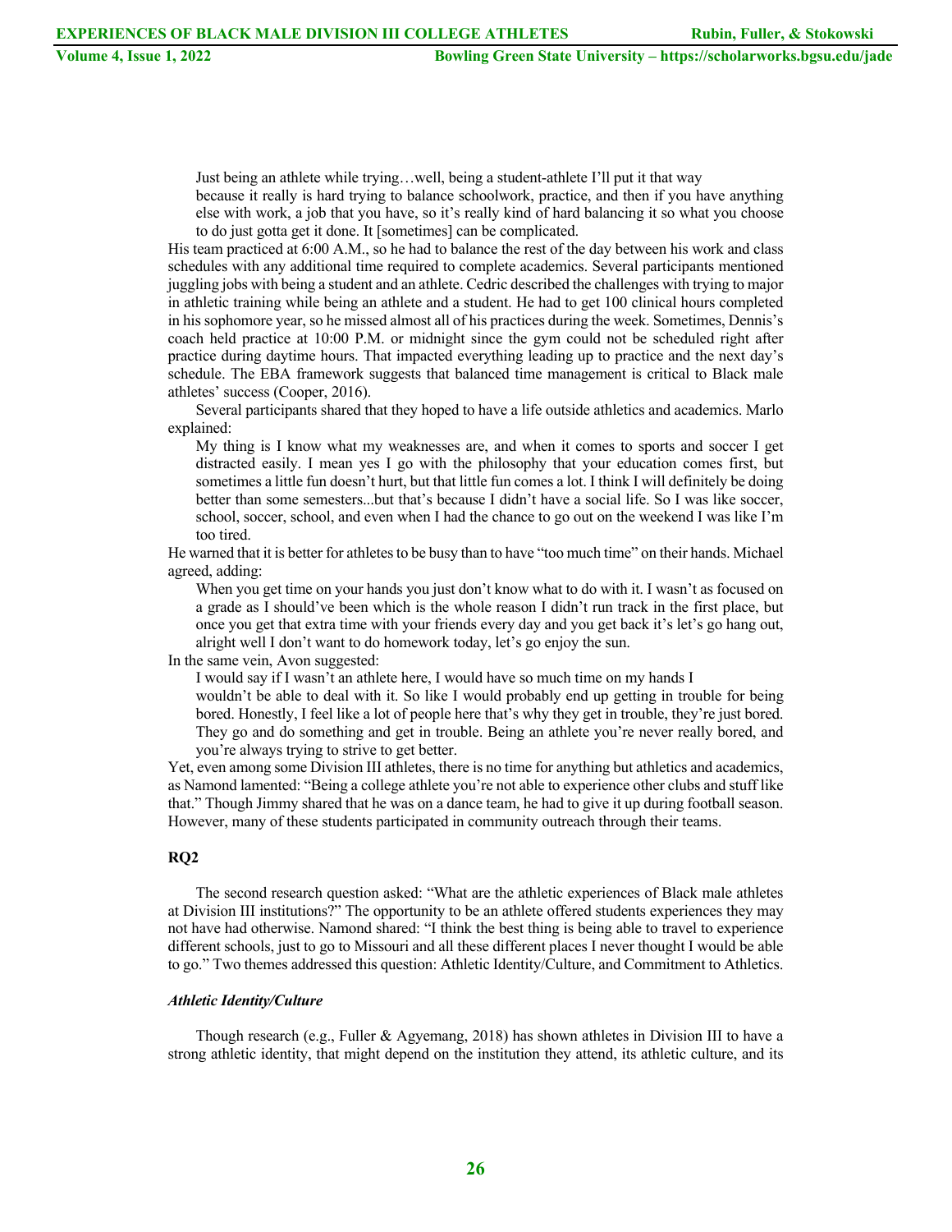> Just being an athlete while trying…well, being a student-athlete I'll put it that way because it really is hard trying to balance schoolwork, practice, and then if you have anything else with work, a job that you have, so it's really kind of hard balancing it so what you choose to do just gotta get it done. It [sometimes] can be complicated.

His team practiced at 6:00 A.M., so he had to balance the rest of the day between his work and class schedules with any additional time required to complete academics. Several participants mentioned juggling jobs with being a student and an athlete. Cedric described the challenges with trying to major in athletic training while being an athlete and a student. He had to get 100 clinical hours completed in his sophomore year, so he missed almost all of his practices during the week. Sometimes, Dennis's coach held practice at 10:00 P.M. or midnight since the gym could not be scheduled right after practice during daytime hours. That impacted everything leading up to practice and the next day's schedule. The EBA framework suggests that balanced time management is critical to Black male athletes' success (Cooper, 2016).

Several participants shared that they hoped to have a life outside athletics and academics. Marlo explained:

> My thing is I know what my weaknesses are, and when it comes to sports and soccer I get distracted easily. I mean yes I go with the philosophy that your education comes first, but sometimes a little fun doesn't hurt, but that little fun comes a lot. I think I will definitely be doing better than some semesters...but that's because I didn't have a social life. So I was like soccer, school, soccer, school, and even when I had the chance to go out on the weekend I was like I'm too tired.

He warned that it is better for athletes to be busy than to have "too much time" on their hands. Michael agreed, adding:

> When you get time on your hands you just don't know what to do with it. I wasn't as focused on a grade as I should've been which is the whole reason I didn't run track in the first place, but once you get that extra time with your friends every day and you get back it's let's go hang out, alright well I don't want to do homework today, let's go enjoy the sun.

In the same vein, Avon suggested:

> I would say if I wasn't an athlete here, I would have so much time on my hands I wouldn't be able to deal with it. So like I would probably end up getting in trouble for being bored. Honestly, I feel like a lot of people here that's why they get in trouble, they're just bored. They go and do something and get in trouble. Being an athlete you're never really bored, and you're always trying to strive to get better.

Yet, even among some Division III athletes, there is no time for anything but athletics and academics, as Namond lamented: "Being a college athlete you're not able to experience other clubs and stuff like that." Though Jimmy shared that he was on a dance team, he had to give it up during football season. However, many of these students participated in community outreach through their teams.

### RQ2

The second research question asked: "What are the athletic experiences of Black male athletes at Division III institutions?" The opportunity to be an athlete offered students experiences they may not have had otherwise. Namond shared: "I think the best thing is being able to travel to experience different schools, just to go to Missouri and all these different places I never thought I would be able to go." Two themes addressed this question: Athletic Identity/Culture, and Commitment to Athletics.

#### *Athletic Identity/Culture*

Though research (e.g., Fuller & Agyemang, 2018) has shown athletes in Division III to have a strong athletic identity, that might depend on the institution they attend, its athletic culture, and its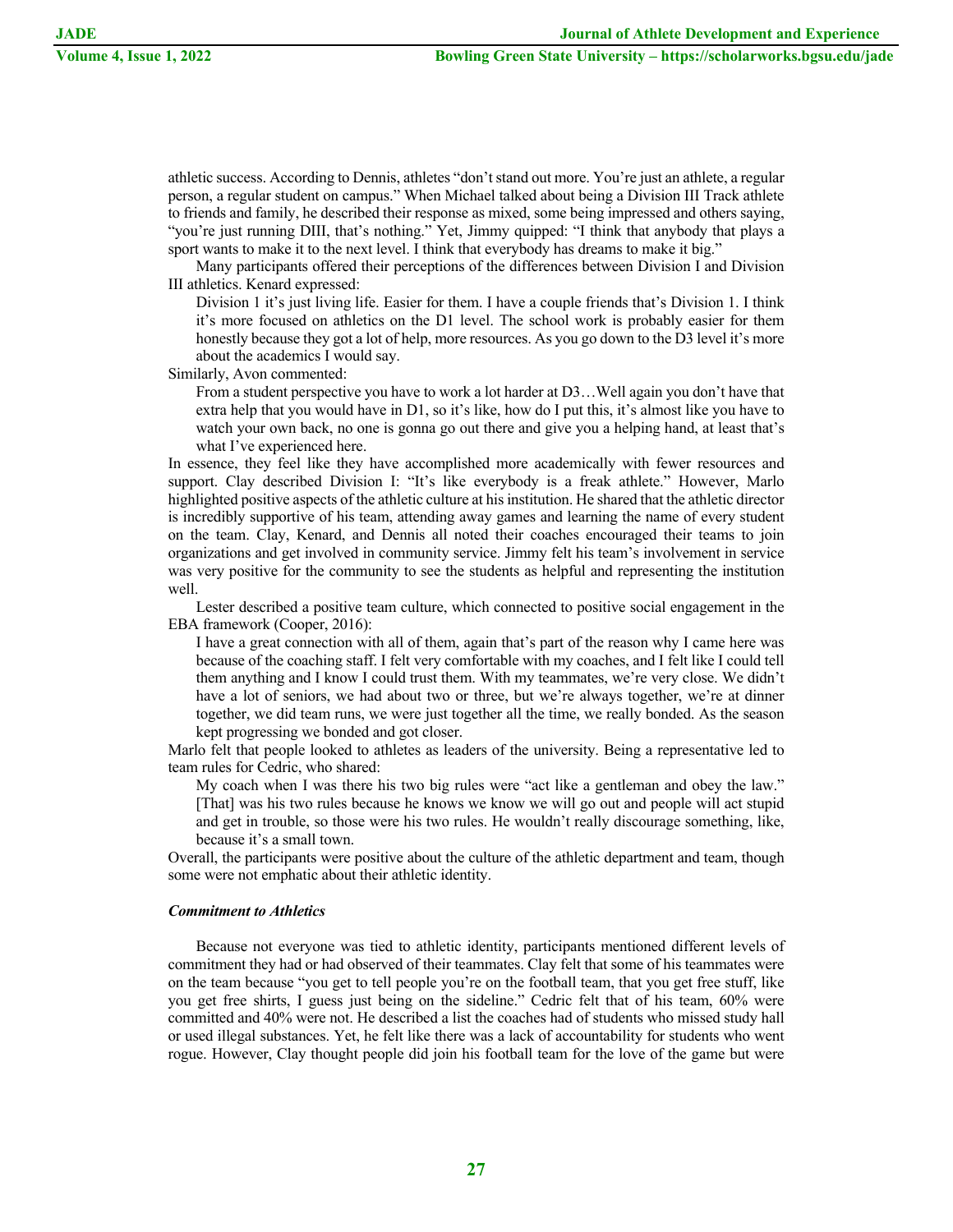athletic success. According to Dennis, athletes "don't stand out more. You're just an athlete, a regular person, a regular student on campus." When Michael talked about being a Division III Track athlete to friends and family, he described their response as mixed, some being impressed and others saying, "you're just running DIII, that's nothing." Yet, Jimmy quipped: "I think that anybody that plays a sport wants to make it to the next level. I think that everybody has dreams to make it big."

Many participants offered their perceptions of the differences between Division I and Division III athletics. Kenard expressed:

> Division 1 it's just living life. Easier for them. I have a couple friends that's Division 1. I think it's more focused on athletics on the D1 level. The school work is probably easier for them honestly because they got a lot of help, more resources. As you go down to the D3 level it's more about the academics I would say.

Similarly, Avon commented:

> From a student perspective you have to work a lot harder at D3…Well again you don't have that extra help that you would have in D1, so it's like, how do I put this, it's almost like you have to watch your own back, no one is gonna go out there and give you a helping hand, at least that's what I've experienced here.

In essence, they feel like they have accomplished more academically with fewer resources and support. Clay described Division I: "It's like everybody is a freak athlete." However, Marlo highlighted positive aspects of the athletic culture at his institution. He shared that the athletic director is incredibly supportive of his team, attending away games and learning the name of every student on the team. Clay, Kenard, and Dennis all noted their coaches encouraged their teams to join organizations and get involved in community service. Jimmy felt his team's involvement in service was very positive for the community to see the students as helpful and representing the institution well.

Lester described a positive team culture, which connected to positive social engagement in the EBA framework (Cooper, 2016):

> I have a great connection with all of them, again that's part of the reason why I came here was because of the coaching staff. I felt very comfortable with my coaches, and I felt like I could tell them anything and I know I could trust them. With my teammates, we're very close. We didn't have a lot of seniors, we had about two or three, but we're always together, we're at dinner together, we did team runs, we were just together all the time, we really bonded. As the season kept progressing we bonded and got closer.

Marlo felt that people looked to athletes as leaders of the university. Being a representative led to team rules for Cedric, who shared:

> My coach when I was there his two big rules were "act like a gentleman and obey the law." [That] was his two rules because he knows we know we will go out and people will act stupid and get in trouble, so those were his two rules. He wouldn't really discourage something, like, because it's a small town.

Overall, the participants were positive about the culture of the athletic department and team, though some were not emphatic about their athletic identity.

### *Commitment to Athletics*

Because not everyone was tied to athletic identity, participants mentioned different levels of commitment they had or had observed of their teammates. Clay felt that some of his teammates were on the team because "you get to tell people you're on the football team, that you get free stuff, like you get free shirts, I guess just being on the sideline." Cedric felt that of his team, 60% were committed and 40% were not. He described a list the coaches had of students who missed study hall or used illegal substances. Yet, he felt like there was a lack of accountability for students who went rogue. However, Clay thought people did join his football team for the love of the game but were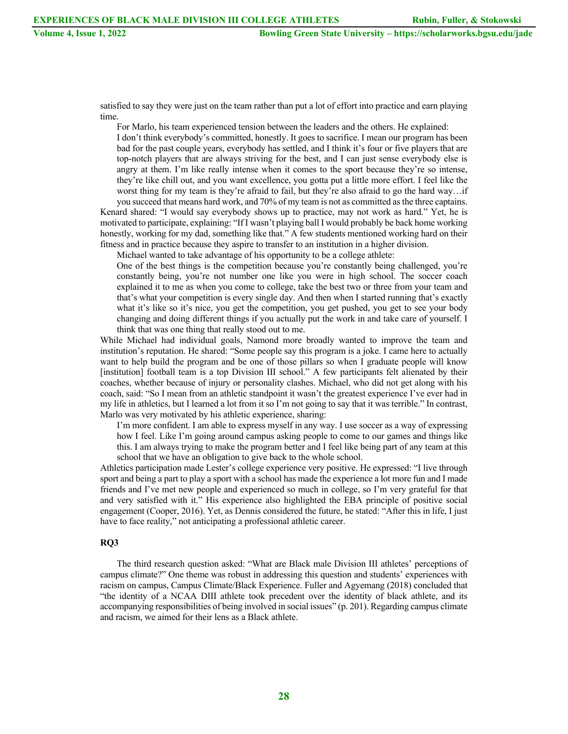satisfied to say they were just on the team rather than put a lot of effort into practice and earn playing time.

For Marlo, his team experienced tension between the leaders and the others. He explained:

> I don't think everybody's committed, honestly. It goes to sacrifice. I mean our program has been bad for the past couple years, everybody has settled, and I think it's four or five players that are top-notch players that are always striving for the best, and I can just sense everybody else is angry at them. I'm like really intense when it comes to the sport because they're so intense, they're like chill out, and you want excellence, you gotta put a little more effort. I feel like the worst thing for my team is they're afraid to fail, but they're also afraid to go the hard way…if you succeed that means hard work, and 70% of my team is not as committed as the three captains.

Kenard shared: "I would say everybody shows up to practice, may not work as hard." Yet, he is motivated to participate, explaining: "If I wasn't playing ball I would probably be back home working honestly, working for my dad, something like that." A few students mentioned working hard on their fitness and in practice because they aspire to transfer to an institution in a higher division.

Michael wanted to take advantage of his opportunity to be a college athlete:

> One of the best things is the competition because you're constantly being challenged, you're constantly being, you're not number one like you were in high school. The soccer coach explained it to me as when you come to college, take the best two or three from your team and that's what your competition is every single day. And then when I started running that's exactly what it's like so it's nice, you get the competition, you get pushed, you get to see your body changing and doing different things if you actually put the work in and take care of yourself. I think that was one thing that really stood out to me.

While Michael had individual goals, Namond more broadly wanted to improve the team and institution's reputation. He shared: "Some people say this program is a joke. I came here to actually want to help build the program and be one of those pillars so when I graduate people will know [institution] football team is a top Division III school." A few participants felt alienated by their coaches, whether because of injury or personality clashes. Michael, who did not get along with his coach, said: "So I mean from an athletic standpoint it wasn't the greatest experience I've ever had in my life in athletics, but I learned a lot from it so I'm not going to say that it was terrible." In contrast, Marlo was very motivated by his athletic experience, sharing:

> I'm more confident. I am able to express myself in any way. I use soccer as a way of expressing how I feel. Like I'm going around campus asking people to come to our games and things like this. I am always trying to make the program better and I feel like being part of any team at this school that we have an obligation to give back to the whole school.

Athletics participation made Lester's college experience very positive. He expressed: "I live through sport and being a part to play a sport with a school has made the experience a lot more fun and I made friends and I've met new people and experienced so much in college, so I'm very grateful for that and very satisfied with it." His experience also highlighted the EBA principle of positive social engagement (Cooper, 2016). Yet, as Dennis considered the future, he stated: "After this in life, I just have to face reality," not anticipating a professional athletic career.

### RQ3

The third research question asked: "What are Black male Division III athletes' perceptions of campus climate?" One theme was robust in addressing this question and students' experiences with racism on campus, Campus Climate/Black Experience. Fuller and Agyemang (2018) concluded that "the identity of a NCAA DIII athlete took precedent over the identity of black athlete, and its accompanying responsibilities of being involved in social issues" (p. 201). Regarding campus climate and racism, we aimed for their lens as a Black athlete.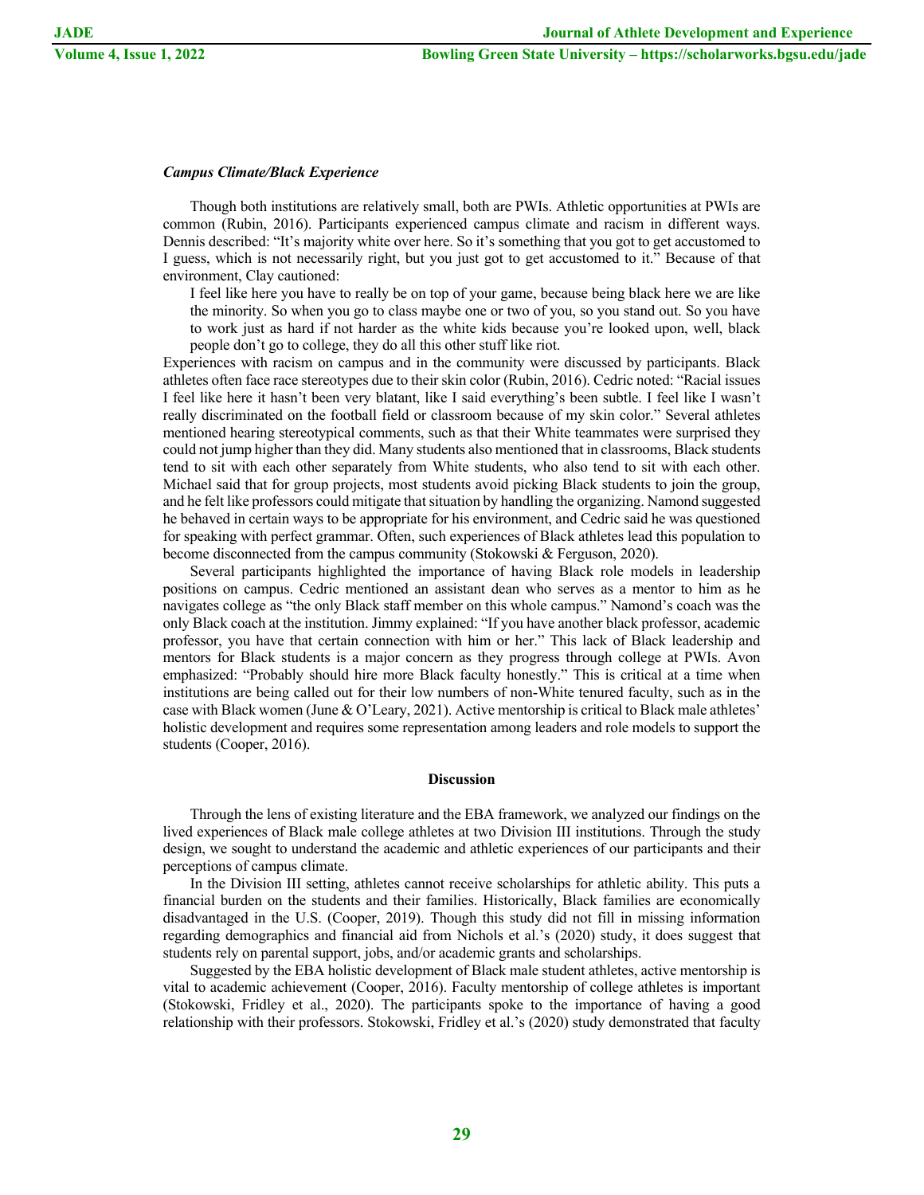### *Campus Climate/Black Experience*

Though both institutions are relatively small, both are PWIs. Athletic opportunities at PWIs are common (Rubin, 2016). Participants experienced campus climate and racism in different ways. Dennis described: "It's majority white over here. So it's something that you got to get accustomed to I guess, which is not necessarily right, but you just got to get accustomed to it." Because of that environment, Clay cautioned:

> I feel like here you have to really be on top of your game, because being black here we are like the minority. So when you go to class maybe one or two of you, so you stand out. So you have to work just as hard if not harder as the white kids because you're looked upon, well, black people don't go to college, they do all this other stuff like riot.

Experiences with racism on campus and in the community were discussed by participants. Black athletes often face race stereotypes due to their skin color (Rubin, 2016). Cedric noted: "Racial issues I feel like here it hasn't been very blatant, like I said everything's been subtle. I feel like I wasn't really discriminated on the football field or classroom because of my skin color." Several athletes mentioned hearing stereotypical comments, such as that their White teammates were surprised they could not jump higher than they did. Many students also mentioned that in classrooms, Black students tend to sit with each other separately from White students, who also tend to sit with each other. Michael said that for group projects, most students avoid picking Black students to join the group, and he felt like professors could mitigate that situation by handling the organizing. Namond suggested he behaved in certain ways to be appropriate for his environment, and Cedric said he was questioned for speaking with perfect grammar. Often, such experiences of Black athletes lead this population to become disconnected from the campus community (Stokowski & Ferguson, 2020).

Several participants highlighted the importance of having Black role models in leadership positions on campus. Cedric mentioned an assistant dean who serves as a mentor to him as he navigates college as "the only Black staff member on this whole campus." Namond's coach was the only Black coach at the institution. Jimmy explained: "If you have another black professor, academic professor, you have that certain connection with him or her." This lack of Black leadership and mentors for Black students is a major concern as they progress through college at PWIs. Avon emphasized: "Probably should hire more Black faculty honestly." This is critical at a time when institutions are being called out for their low numbers of non-White tenured faculty, such as in the case with Black women (June & O'Leary, 2021). Active mentorship is critical to Black male athletes' holistic development and requires some representation among leaders and role models to support the students (Cooper, 2016).

## Discussion

Through the lens of existing literature and the EBA framework, we analyzed our findings on the lived experiences of Black male college athletes at two Division III institutions. Through the study design, we sought to understand the academic and athletic experiences of our participants and their perceptions of campus climate.

In the Division III setting, athletes cannot receive scholarships for athletic ability. This puts a financial burden on the students and their families. Historically, Black families are economically disadvantaged in the U.S. (Cooper, 2019). Though this study did not fill in missing information regarding demographics and financial aid from Nichols et al.'s (2020) study, it does suggest that students rely on parental support, jobs, and/or academic grants and scholarships.

Suggested by the EBA holistic development of Black male student athletes, active mentorship is vital to academic achievement (Cooper, 2016). Faculty mentorship of college athletes is important (Stokowski, Fridley et al., 2020). The participants spoke to the importance of having a good relationship with their professors. Stokowski, Fridley et al.'s (2020) study demonstrated that faculty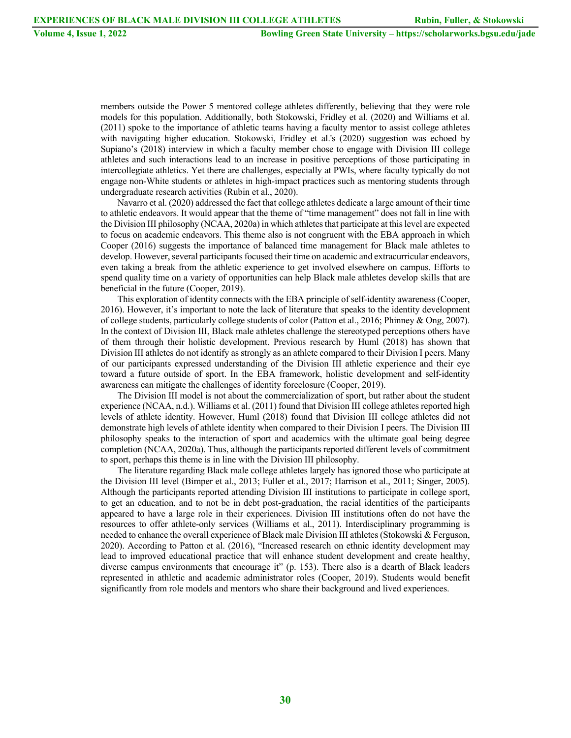members outside the Power 5 mentored college athletes differently, believing that they were role models for this population. Additionally, both Stokowski, Fridley et al. (2020) and Williams et al. (2011) spoke to the importance of athletic teams having a faculty mentor to assist college athletes with navigating higher education. Stokowski, Fridley et al.'s (2020) suggestion was echoed by Supiano's (2018) interview in which a faculty member chose to engage with Division III college athletes and such interactions lead to an increase in positive perceptions of those participating in intercollegiate athletics. Yet there are challenges, especially at PWIs, where faculty typically do not engage non-White students or athletes in high-impact practices such as mentoring students through undergraduate research activities (Rubin et al., 2020).

Navarro et al. (2020) addressed the fact that college athletes dedicate a large amount of their time to athletic endeavors. It would appear that the theme of "time management" does not fall in line with the Division III philosophy (NCAA, 2020a) in which athletes that participate at this level are expected to focus on academic endeavors. This theme also is not congruent with the EBA approach in which Cooper (2016) suggests the importance of balanced time management for Black male athletes to develop. However, several participants focused their time on academic and extracurricular endeavors, even taking a break from the athletic experience to get involved elsewhere on campus. Efforts to spend quality time on a variety of opportunities can help Black male athletes develop skills that are beneficial in the future (Cooper, 2019).

This exploration of identity connects with the EBA principle of self-identity awareness (Cooper, 2016). However, it's important to note the lack of literature that speaks to the identity development of college students, particularly college students of color (Patton et al., 2016; Phinney & Ong, 2007). In the context of Division III, Black male athletes challenge the stereotyped perceptions others have of them through their holistic development. Previous research by Huml (2018) has shown that Division III athletes do not identify as strongly as an athlete compared to their Division I peers. Many of our participants expressed understanding of the Division III athletic experience and their eye toward a future outside of sport. In the EBA framework, holistic development and self-identity awareness can mitigate the challenges of identity foreclosure (Cooper, 2019).

The Division III model is not about the commercialization of sport, but rather about the student experience (NCAA, n.d.). Williams et al. (2011) found that Division III college athletes reported high levels of athlete identity. However, Huml (2018) found that Division III college athletes did not demonstrate high levels of athlete identity when compared to their Division I peers. The Division III philosophy speaks to the interaction of sport and academics with the ultimate goal being degree completion (NCAA, 2020a). Thus, although the participants reported different levels of commitment to sport, perhaps this theme is in line with the Division III philosophy.

The literature regarding Black male college athletes largely has ignored those who participate at the Division III level (Bimper et al., 2013; Fuller et al., 2017; Harrison et al., 2011; Singer, 2005). Although the participants reported attending Division III institutions to participate in college sport, to get an education, and to not be in debt post-graduation, the racial identities of the participants appeared to have a large role in their experiences. Division III institutions often do not have the resources to offer athlete-only services (Williams et al., 2011). Interdisciplinary programming is needed to enhance the overall experience of Black male Division III athletes (Stokowski & Ferguson, 2020). According to Patton et al. (2016), "Increased research on ethnic identity development may lead to improved educational practice that will enhance student development and create healthy, diverse campus environments that encourage it" (p. 153). There also is a dearth of Black leaders represented in athletic and academic administrator roles (Cooper, 2019). Students would benefit significantly from role models and mentors who share their background and lived experiences.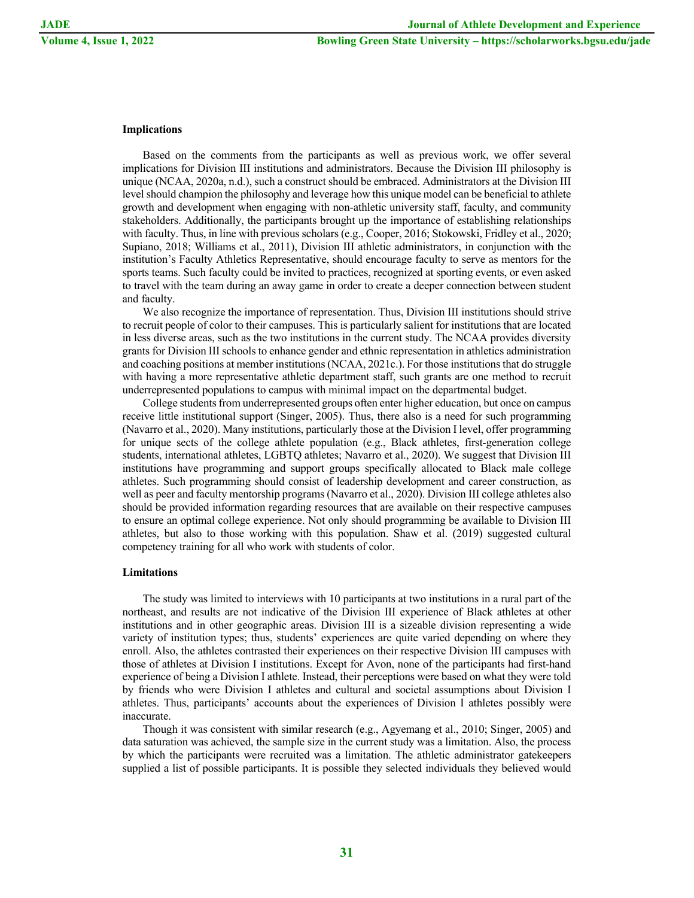### Implications

Based on the comments from the participants as well as previous work, we offer several implications for Division III institutions and administrators. Because the Division III philosophy is unique (NCAA, 2020a, n.d.), such a construct should be embraced. Administrators at the Division III level should champion the philosophy and leverage how this unique model can be beneficial to athlete growth and development when engaging with non-athletic university staff, faculty, and community stakeholders. Additionally, the participants brought up the importance of establishing relationships with faculty. Thus, in line with previous scholars (e.g., Cooper, 2016; Stokowski, Fridley et al., 2020; Supiano, 2018; Williams et al., 2011), Division III athletic administrators, in conjunction with the institution's Faculty Athletics Representative, should encourage faculty to serve as mentors for the sports teams. Such faculty could be invited to practices, recognized at sporting events, or even asked to travel with the team during an away game in order to create a deeper connection between student and faculty.

We also recognize the importance of representation. Thus, Division III institutions should strive to recruit people of color to their campuses. This is particularly salient for institutions that are located in less diverse areas, such as the two institutions in the current study. The NCAA provides diversity grants for Division III schools to enhance gender and ethnic representation in athletics administration and coaching positions at member institutions (NCAA, 2021c.). For those institutions that do struggle with having a more representative athletic department staff, such grants are one method to recruit underrepresented populations to campus with minimal impact on the departmental budget.

College students from underrepresented groups often enter higher education, but once on campus receive little institutional support (Singer, 2005). Thus, there also is a need for such programming (Navarro et al., 2020). Many institutions, particularly those at the Division I level, offer programming for unique sects of the college athlete population (e.g., Black athletes, first-generation college students, international athletes, LGBTQ athletes; Navarro et al., 2020). We suggest that Division III institutions have programming and support groups specifically allocated to Black male college athletes. Such programming should consist of leadership development and career construction, as well as peer and faculty mentorship programs (Navarro et al., 2020). Division III college athletes also should be provided information regarding resources that are available on their respective campuses to ensure an optimal college experience. Not only should programming be available to Division III athletes, but also to those working with this population. Shaw et al. (2019) suggested cultural competency training for all who work with students of color.

### Limitations

The study was limited to interviews with 10 participants at two institutions in a rural part of the northeast, and results are not indicative of the Division III experience of Black athletes at other institutions and in other geographic areas. Division III is a sizeable division representing a wide variety of institution types; thus, students' experiences are quite varied depending on where they enroll. Also, the athletes contrasted their experiences on their respective Division III campuses with those of athletes at Division I institutions. Except for Avon, none of the participants had first-hand experience of being a Division I athlete. Instead, their perceptions were based on what they were told by friends who were Division I athletes and cultural and societal assumptions about Division I athletes. Thus, participants' accounts about the experiences of Division I athletes possibly were inaccurate.

Though it was consistent with similar research (e.g., Agyemang et al., 2010; Singer, 2005) and data saturation was achieved, the sample size in the current study was a limitation. Also, the process by which the participants were recruited was a limitation. The athletic administrator gatekeepers supplied a list of possible participants. It is possible they selected individuals they believed would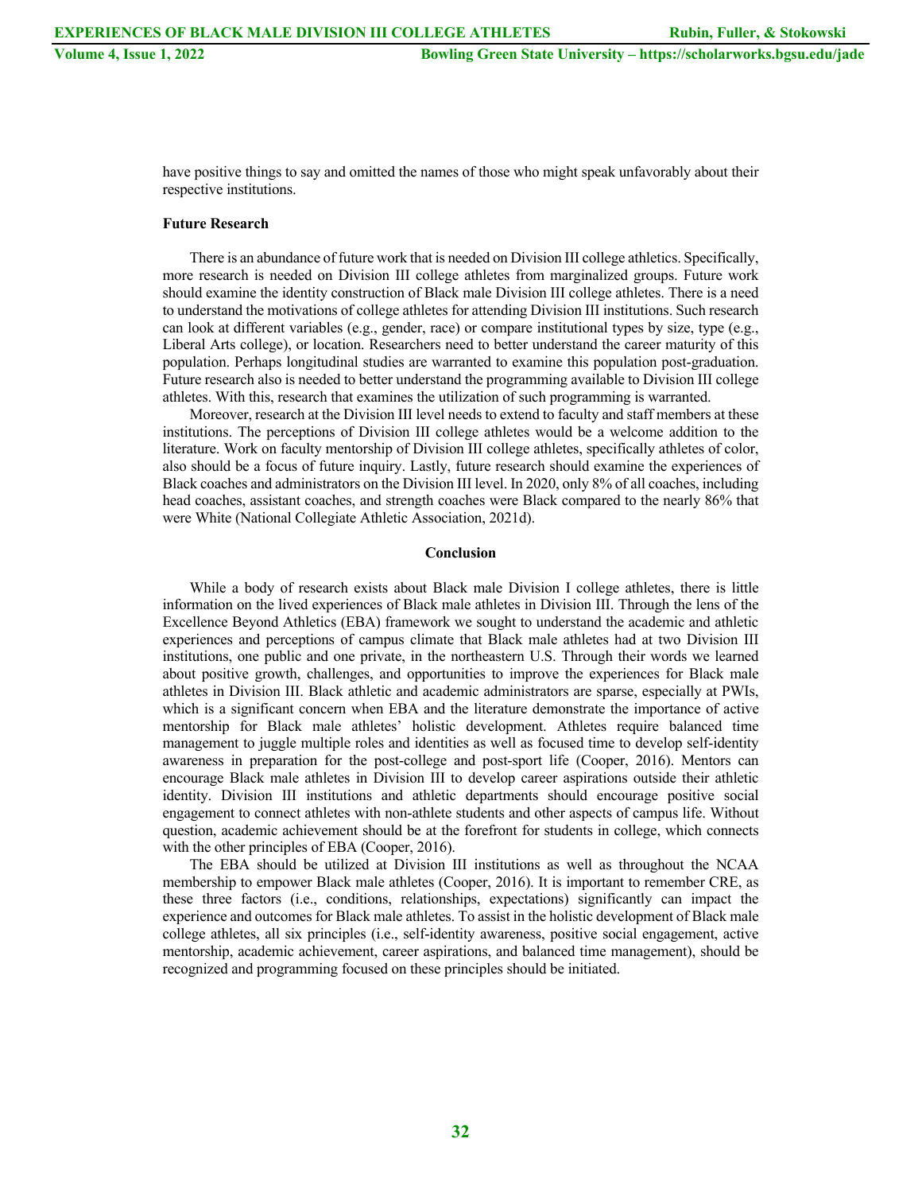have positive things to say and omitted the names of those who might speak unfavorably about their respective institutions.

### Future Research

There is an abundance of future work that is needed on Division III college athletics. Specifically, more research is needed on Division III college athletes from marginalized groups. Future work should examine the identity construction of Black male Division III college athletes. There is a need to understand the motivations of college athletes for attending Division III institutions. Such research can look at different variables (e.g., gender, race) or compare institutional types by size, type (e.g., Liberal Arts college), or location. Researchers need to better understand the career maturity of this population. Perhaps longitudinal studies are warranted to examine this population post-graduation. Future research also is needed to better understand the programming available to Division III college athletes. With this, research that examines the utilization of such programming is warranted.

Moreover, research at the Division III level needs to extend to faculty and staff members at these institutions. The perceptions of Division III college athletes would be a welcome addition to the literature. Work on faculty mentorship of Division III college athletes, specifically athletes of color, also should be a focus of future inquiry. Lastly, future research should examine the experiences of Black coaches and administrators on the Division III level. In 2020, only 8% of all coaches, including head coaches, assistant coaches, and strength coaches were Black compared to the nearly 86% that were White (National Collegiate Athletic Association, 2021d).

## Conclusion

While a body of research exists about Black male Division I college athletes, there is little information on the lived experiences of Black male athletes in Division III. Through the lens of the Excellence Beyond Athletics (EBA) framework we sought to understand the academic and athletic experiences and perceptions of campus climate that Black male athletes had at two Division III institutions, one public and one private, in the northeastern U.S. Through their words we learned about positive growth, challenges, and opportunities to improve the experiences for Black male athletes in Division III. Black athletic and academic administrators are sparse, especially at PWIs, which is a significant concern when EBA and the literature demonstrate the importance of active mentorship for Black male athletes' holistic development. Athletes require balanced time management to juggle multiple roles and identities as well as focused time to develop self-identity awareness in preparation for the post-college and post-sport life (Cooper, 2016). Mentors can encourage Black male athletes in Division III to develop career aspirations outside their athletic identity. Division III institutions and athletic departments should encourage positive social engagement to connect athletes with non-athlete students and other aspects of campus life. Without question, academic achievement should be at the forefront for students in college, which connects with the other principles of EBA (Cooper, 2016).

The EBA should be utilized at Division III institutions as well as throughout the NCAA membership to empower Black male athletes (Cooper, 2016). It is important to remember CRE, as these three factors (i.e., conditions, relationships, expectations) significantly can impact the experience and outcomes for Black male athletes. To assist in the holistic development of Black male college athletes, all six principles (i.e., self-identity awareness, positive social engagement, active mentorship, academic achievement, career aspirations, and balanced time management), should be recognized and programming focused on these principles should be initiated.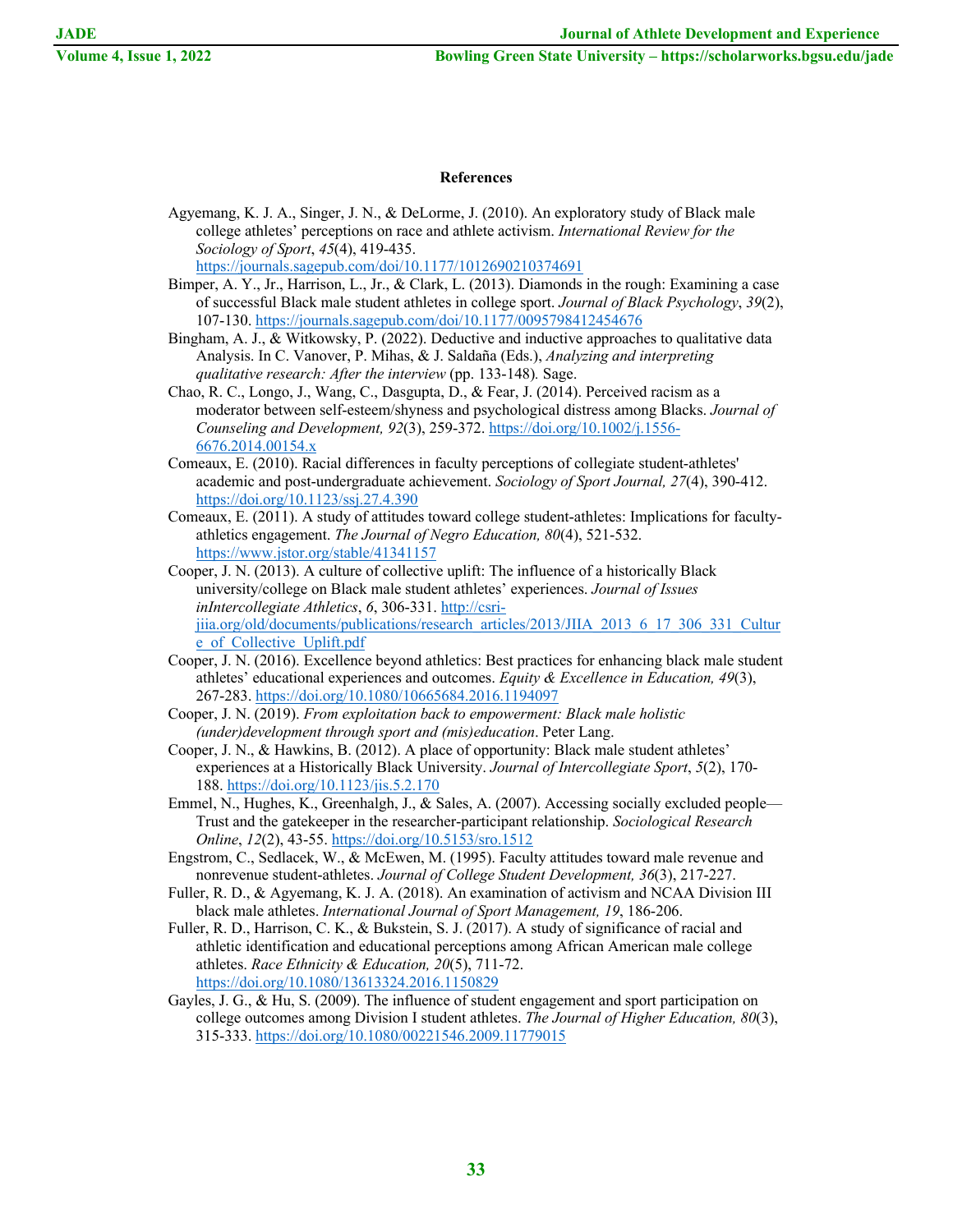**References**

Agyemang, K. J. A., Singer, J. N., & DeLorme, J. (2010). An exploratory study of Black male college athletes' perceptions on race and athlete activism. *International Review for the Sociology of Sport*, *45*(4), 419-435. https://journals.sagepub.com/doi/10.1177/1012690210374691

Bimper, A. Y., Jr., Harrison, L., Jr., & Clark, L. (2013). Diamonds in the rough: Examining a case of successful Black male student athletes in college sport. *Journal of Black Psychology*, *39*(2), 107-130. https://journals.sagepub.com/doi/10.1177/0095798412454676

Bingham, A. J., & Witkowsky, P. (2022). Deductive and inductive approaches to qualitative data Analysis. In C. Vanover, P. Mihas, & J. Saldaña (Eds.), *Analyzing and interpreting qualitative research: After the interview* (pp. 133-148). Sage.

Chao, R. C., Longo, J., Wang, C., Dasgupta, D., & Fear, J. (2014). Perceived racism as a moderator between self-esteem/shyness and psychological distress among Blacks. *Journal of Counseling and Development, 92*(3), 259-372. https://doi.org/10.1002/j.1556-6676.2014.00154.x

Comeaux, E. (2010). Racial differences in faculty perceptions of collegiate student-athletes' academic and post-undergraduate achievement. *Sociology of Sport Journal, 27*(4), 390-412. https://doi.org/10.1123/ssj.27.4.390

Comeaux, E. (2011). A study of attitudes toward college student-athletes: Implications for faculty-athletics engagement. *The Journal of Negro Education, 80*(4), 521-532. https://www.jstor.org/stable/41341157

Cooper, J. N. (2013). A culture of collective uplift: The influence of a historically Black university/college on Black male student athletes' experiences. *Journal of Issues inIntercollegiate Athletics*, *6*, 306-331. http://csri-jiia.org/old/documents/publications/research_articles/2013/JIIA_2013_6_17_306_331_Culture_of_Collective_Uplift.pdf

Cooper, J. N. (2016). Excellence beyond athletics: Best practices for enhancing black male student athletes' educational experiences and outcomes. *Equity & Excellence in Education, 49*(3), 267-283. https://doi.org/10.1080/10665684.2016.1194097

Cooper, J. N. (2019). *From exploitation back to empowerment: Black male holistic (under)development through sport and (mis)education*. Peter Lang.

Cooper, J. N., & Hawkins, B. (2012). A place of opportunity: Black male student athletes' experiences at a Historically Black University. *Journal of Intercollegiate Sport*, *5*(2), 170-188. https://doi.org/10.1123/jis.5.2.170

Emmel, N., Hughes, K., Greenhalgh, J., & Sales, A. (2007). Accessing socially excluded people—Trust and the gatekeeper in the researcher-participant relationship. *Sociological Research Online*, *12*(2), 43-55. https://doi.org/10.5153/sro.1512

Engstrom, C., Sedlacek, W., & McEwen, M. (1995). Faculty attitudes toward male revenue and nonrevenue student-athletes. *Journal of College Student Development, 36*(3), 217-227.

Fuller, R. D., & Agyemang, K. J. A. (2018). An examination of activism and NCAA Division III black male athletes. *International Journal of Sport Management, 19*, 186-206.

Fuller, R. D., Harrison, C. K., & Bukstein, S. J. (2017). A study of significance of racial and athletic identification and educational perceptions among African American male college athletes. *Race Ethnicity & Education, 20*(5), 711-72. https://doi.org/10.1080/13613324.2016.1150829

Gayles, J. G., & Hu, S. (2009). The influence of student engagement and sport participation on college outcomes among Division I student athletes. *The Journal of Higher Education, 80*(3), 315-333. https://doi.org/10.1080/00221546.2009.11779015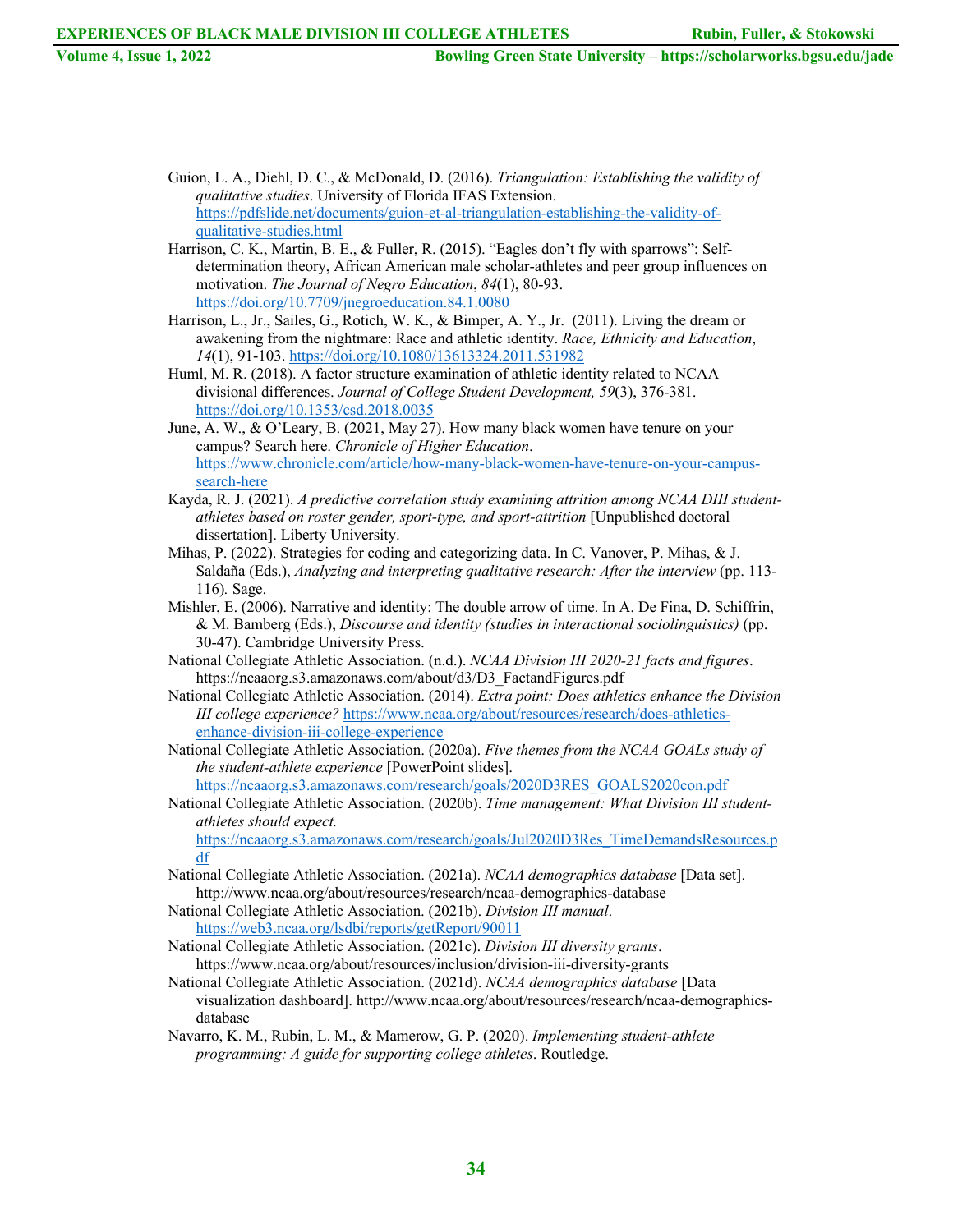Guion, L. A., Diehl, D. C., & McDonald, D. (2016). *Triangulation: Establishing the validity of qualitative studies*. University of Florida IFAS Extension. https://pdfslide.net/documents/guion-et-al-triangulation-establishing-the-validity-of-qualitative-studies.html

Harrison, C. K., Martin, B. E., & Fuller, R. (2015). "Eagles don't fly with sparrows": Self-determination theory, African American male scholar-athletes and peer group influences on motivation. *The Journal of Negro Education*, *84*(1), 80-93. https://doi.org/10.7709/jnegroeducation.84.1.0080

Harrison, L., Jr., Sailes, G., Rotich, W. K., & Bimper, A. Y., Jr. (2011). Living the dream or awakening from the nightmare: Race and athletic identity. *Race, Ethnicity and Education*, *14*(1), 91-103. https://doi.org/10.1080/13613324.2011.531982

Huml, M. R. (2018). A factor structure examination of athletic identity related to NCAA divisional differences. *Journal of College Student Development, 59*(3), 376-381. https://doi.org/10.1353/csd.2018.0035

June, A. W., & O'Leary, B. (2021, May 27). How many black women have tenure on your campus? Search here. *Chronicle of Higher Education*. https://www.chronicle.com/article/how-many-black-women-have-tenure-on-your-campus-search-here

Kayda, R. J. (2021). *A predictive correlation study examining attrition among NCAA DIII student-athletes based on roster gender, sport-type, and sport-attrition* [Unpublished doctoral dissertation]. Liberty University.

Mihas, P. (2022). Strategies for coding and categorizing data. In C. Vanover, P. Mihas, & J. Saldaña (Eds.), *Analyzing and interpreting qualitative research: After the interview* (pp. 113-116)*.* Sage.

Mishler, E. (2006). Narrative and identity: The double arrow of time. In A. De Fina, D. Schiffrin, & M. Bamberg (Eds.), *Discourse and identity (studies in interactional sociolinguistics)* (pp. 30-47). Cambridge University Press.

National Collegiate Athletic Association. (n.d.). *NCAA Division III 2020-21 facts and figures*. https://ncaaorg.s3.amazonaws.com/about/d3/D3_FactandFigures.pdf

National Collegiate Athletic Association. (2014). *Extra point: Does athletics enhance the Division III college experience?* https://www.ncaa.org/about/resources/research/does-athletics-enhance-division-iii-college-experience

National Collegiate Athletic Association. (2020a). *Five themes from the NCAA GOALs study of the student-athlete experience* [PowerPoint slides]. https://ncaaorg.s3.amazonaws.com/research/goals/2020D3RES_GOALS2020con.pdf

National Collegiate Athletic Association. (2020b). *Time management: What Division III student-athletes should expect.* https://ncaaorg.s3.amazonaws.com/research/goals/Jul2020D3Res_TimeDemandsResources.pdf

National Collegiate Athletic Association. (2021a). *NCAA demographics database* [Data set]. http://www.ncaa.org/about/resources/research/ncaa-demographics-database

National Collegiate Athletic Association. (2021b). *Division III manual*. https://web3.ncaa.org/lsdbi/reports/getReport/90011

National Collegiate Athletic Association. (2021c). *Division III diversity grants*. https://www.ncaa.org/about/resources/inclusion/division-iii-diversity-grants

National Collegiate Athletic Association. (2021d). *NCAA demographics database* [Data visualization dashboard]. http://www.ncaa.org/about/resources/research/ncaa-demographics-database

Navarro, K. M., Rubin, L. M., & Mamerow, G. P. (2020). *Implementing student-athlete programming: A guide for supporting college athletes*. Routledge.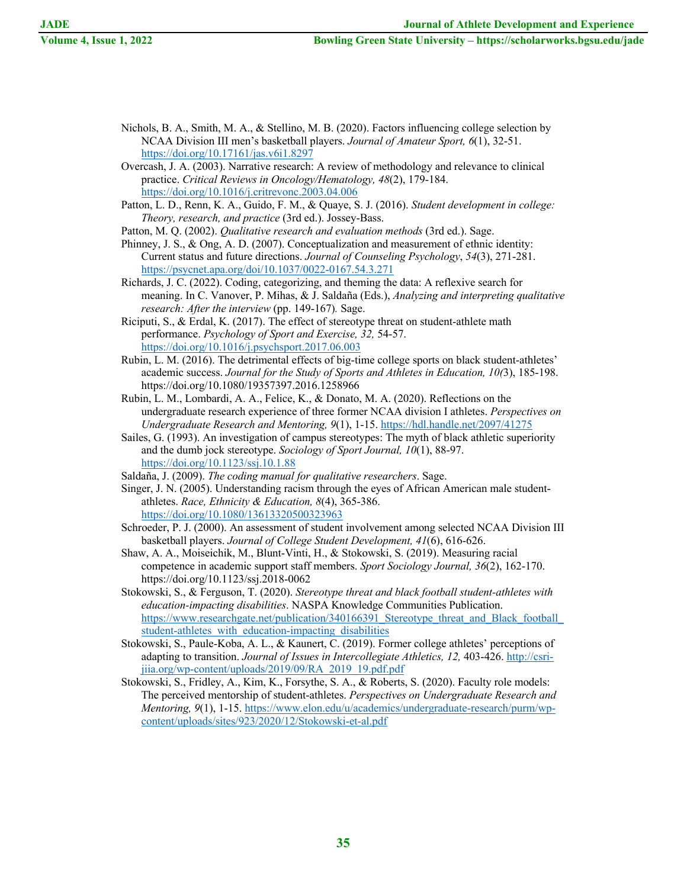Nichols, B. A., Smith, M. A., & Stellino, M. B. (2020). Factors influencing college selection by NCAA Division III men's basketball players. *Journal of Amateur Sport, 6*(1), 32-51. https://doi.org/10.17161/jas.v6i1.8297

Overcash, J. A. (2003). Narrative research: A review of methodology and relevance to clinical practice. *Critical Reviews in Oncology/Hematology, 48*(2), 179-184. https://doi.org/10.1016/j.critrevonc.2003.04.006

Patton, L. D., Renn, K. A., Guido, F. M., & Quaye, S. J. (2016). *Student development in college: Theory, research, and practice* (3rd ed.). Jossey-Bass.

Patton, M. Q. (2002). *Qualitative research and evaluation methods* (3rd ed.). Sage.

Phinney, J. S., & Ong, A. D. (2007). Conceptualization and measurement of ethnic identity: Current status and future directions. *Journal of Counseling Psychology*, *54*(3), 271-281. https://psycnet.apa.org/doi/10.1037/0022-0167.54.3.271

Richards, J. C. (2022). Coding, categorizing, and theming the data: A reflexive search for meaning. In C. Vanover, P. Mihas, & J. Saldaña (Eds.), *Analyzing and interpreting qualitative research: After the interview* (pp. 149-167)*.* Sage.

Riciputi, S., & Erdal, K. (2017). The effect of stereotype threat on student-athlete math performance. *Psychology of Sport and Exercise, 32,* 54-57. https://doi.org/10.1016/j.psychsport.2017.06.003

Rubin, L. M. (2016). The detrimental effects of big-time college sports on black student-athletes' academic success. *Journal for the Study of Sports and Athletes in Education, 10(*3), 185-198. https://doi.org/10.1080/19357397.2016.1258966

Rubin, L. M., Lombardi, A. A., Felice, K., & Donato, M. A. (2020). Reflections on the undergraduate research experience of three former NCAA division I athletes. *Perspectives on Undergraduate Research and Mentoring, 9*(1), 1-15. https://hdl.handle.net/2097/41275

Sailes, G. (1993). An investigation of campus stereotypes: The myth of black athletic superiority and the dumb jock stereotype. *Sociology of Sport Journal, 10*(1), 88-97. https://doi.org/10.1123/ssj.10.1.88

Saldaña, J. (2009). *The coding manual for qualitative researchers*. Sage.

Singer, J. N. (2005). Understanding racism through the eyes of African American male student-athletes. *Race, Ethnicity & Education, 8*(4), 365-386. https://doi.org/10.1080/13613320500323963

Schroeder, P. J. (2000). An assessment of student involvement among selected NCAA Division III basketball players. *Journal of College Student Development, 41*(6), 616-626.

Shaw, A. A., Moiseichik, M., Blunt-Vinti, H., & Stokowski, S. (2019). Measuring racial competence in academic support staff members. *Sport Sociology Journal, 36*(2), 162-170. https://doi.org/10.1123/ssj.2018-0062

Stokowski, S., & Ferguson, T. (2020). *Stereotype threat and black football student-athletes with education-impacting disabilities*. NASPA Knowledge Communities Publication. https://www.researchgate.net/publication/340166391_Stereotype_threat_and_Black_football_student-athletes_with_education-impacting_disabilities

Stokowski, S., Paule-Koba, A. L., & Kaunert, C. (2019). Former college athletes' perceptions of adapting to transition. *Journal of Issues in Intercollegiate Athletics, 12,* 403-426. http://csri-jiia.org/wp-content/uploads/2019/09/RA_2019_19.pdf.pdf

Stokowski, S., Fridley, A., Kim, K., Forsythe, S. A., & Roberts, S. (2020). Faculty role models: The perceived mentorship of student-athletes. *Perspectives on Undergraduate Research and Mentoring, 9*(1), 1-15. https://www.elon.edu/u/academics/undergraduate-research/purm/wp-content/uploads/sites/923/2020/12/Stokowski-et-al.pdf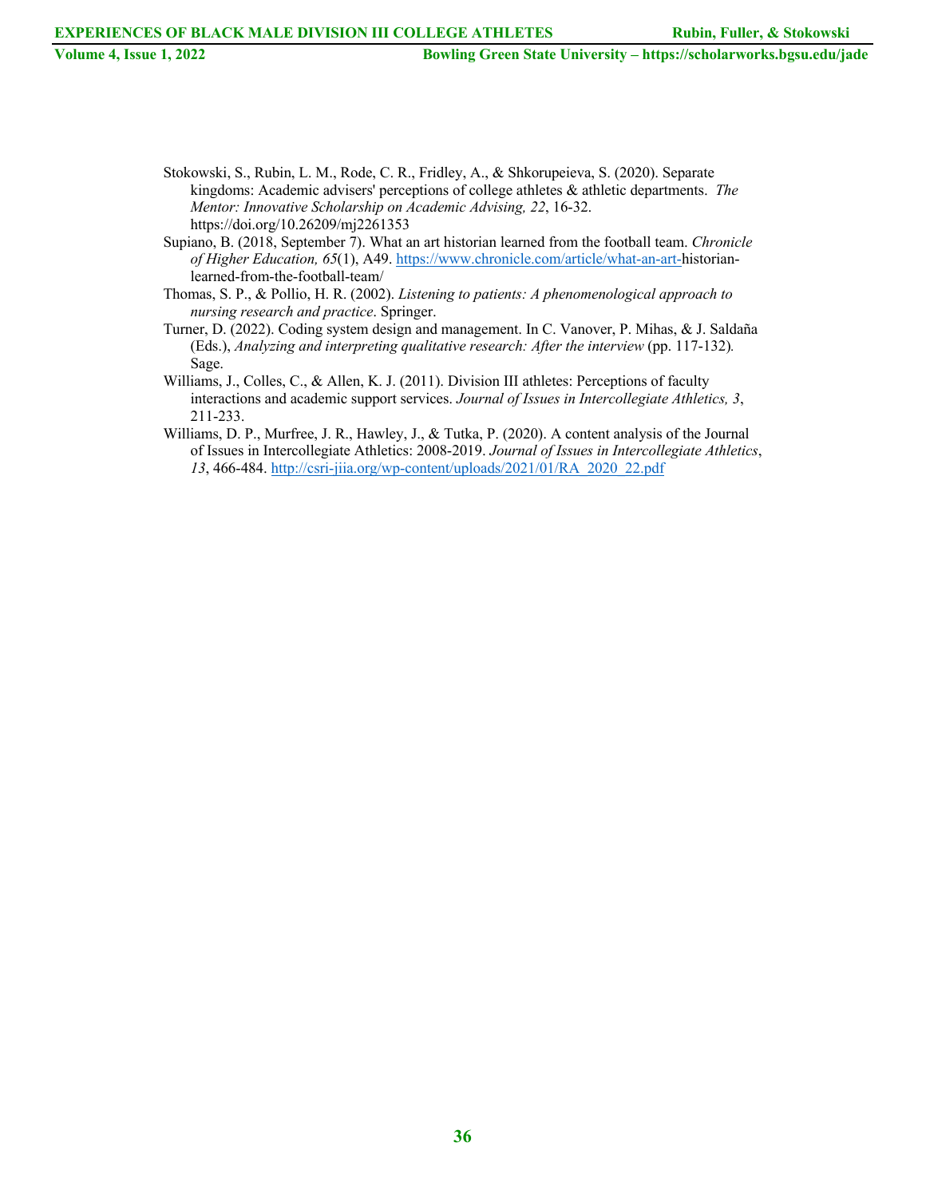Stokowski, S., Rubin, L. M., Rode, C. R., Fridley, A., & Shkorupeieva, S. (2020). Separate kingdoms: Academic advisers' perceptions of college athletes & athletic departments. *The Mentor: Innovative Scholarship on Academic Advising, 22*, 16-32. https://doi.org/10.26209/mj2261353

Supiano, B. (2018, September 7). What an art historian learned from the football team. *Chronicle of Higher Education, 65*(1), A49. https://www.chronicle.com/article/what-an-art-historian-learned-from-the-football-team/

Thomas, S. P., & Pollio, H. R. (2002). *Listening to patients: A phenomenological approach to nursing research and practice*. Springer.

Turner, D. (2022). Coding system design and management. In C. Vanover, P. Mihas, & J. Saldaña (Eds.), *Analyzing and interpreting qualitative research: After the interview* (pp. 117-132). Sage.

Williams, J., Colles, C., & Allen, K. J. (2011). Division III athletes: Perceptions of faculty interactions and academic support services. *Journal of Issues in Intercollegiate Athletics, 3*, 211-233.

Williams, D. P., Murfree, J. R., Hawley, J., & Tutka, P. (2020). A content analysis of the Journal of Issues in Intercollegiate Athletics: 2008-2019. *Journal of Issues in Intercollegiate Athletics*, *13*, 466-484. http://csri-jiia.org/wp-content/uploads/2021/01/RA_2020_22.pdf